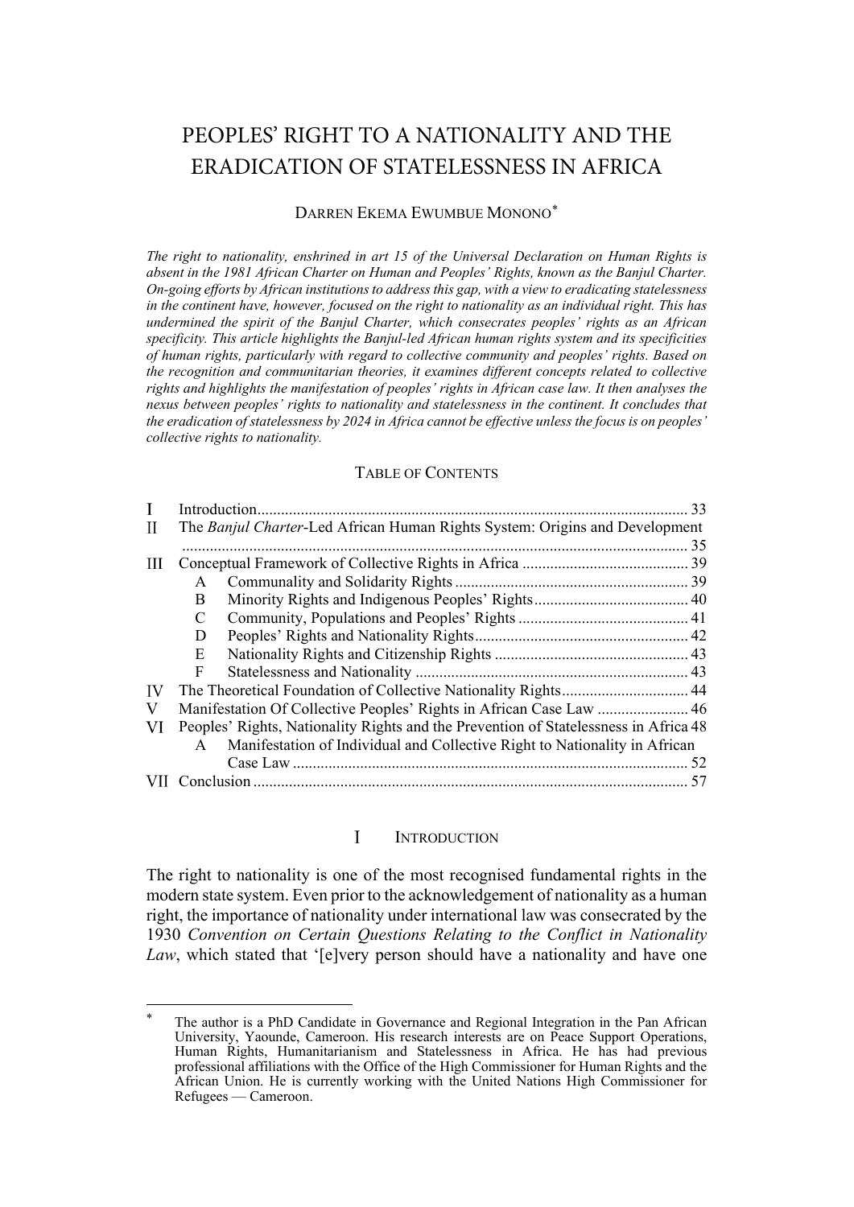# PEOPLES' RIGHT TO A NATIONALITY AND THE ERADICATION OF STATELESSNESS IN AFRICA

DARREN EKEMA EWUMBUE MONONO*

*The right to nationality, enshrined in art 15 of the Universal Declaration on Human Rights is absent in the 1981 African Charter on Human and Peoples' Rights, known as the Banjul Charter. On-going efforts by African institutions to address this gap, with a view to eradicating statelessness in the continent have, however, focused on the right to nationality as an individual right. This has undermined the spirit of the Banjul Charter, which consecrates peoples' rights as an African specificity. This article highlights the Banjul-led African human rights system and its specificities of human rights, particularly with regard to collective community and peoples' rights. Based on the recognition and communitarian theories, it examines different concepts related to collective rights and highlights the manifestation of peoples' rights in African case law. It then analyses the nexus between peoples' rights to nationality and statelessness in the continent. It concludes that the eradication of statelessness by 2024 in Africa cannot be effective unless the focus is on peoples' collective rights to nationality.*

## TABLE OF CONTENTS

| | | |
|---|---|---|
| I | Introduction | 33 |
| II | The *Banjul Charter*-Led African Human Rights System: Origins and Development | 35 |
| III | Conceptual Framework of Collective Rights in Africa | 39 |
| | A Communality and Solidarity Rights | 39 |
| | B Minority Rights and Indigenous Peoples' Rights | 40 |
| | C Community, Populations and Peoples' Rights | 41 |
| | D Peoples' Rights and Nationality Rights | 42 |
| | E Nationality Rights and Citizenship Rights | 43 |
| | F Statelessness and Nationality | 43 |
| IV | The Theoretical Foundation of Collective Nationality Rights | 44 |
| V | Manifestation Of Collective Peoples' Rights in African Case Law | 46 |
| VI | Peoples' Rights, Nationality Rights and the Prevention of Statelessness in Africa | 48 |
| | A Manifestation of Individual and Collective Right to Nationality in African Case Law | 52 |
| VII | Conclusion | 57 |

## I INTRODUCTION

The right to nationality is one of the most recognised fundamental rights in the modern state system. Even prior to the acknowledgement of nationality as a human right, the importance of nationality under international law was consecrated by the 1930 *Convention on Certain Questions Relating to the Conflict in Nationality Law*, which stated that '[e]very person should have a nationality and have one

---

* The author is a PhD Candidate in Governance and Regional Integration in the Pan African University, Yaounde, Cameroon. His research interests are on Peace Support Operations, Human Rights, Humanitarianism and Statelessness in Africa. He has had previous professional affiliations with the Office of the High Commissioner for Human Rights and the African Union. He is currently working with the United Nations High Commissioner for Refugees — Cameroon.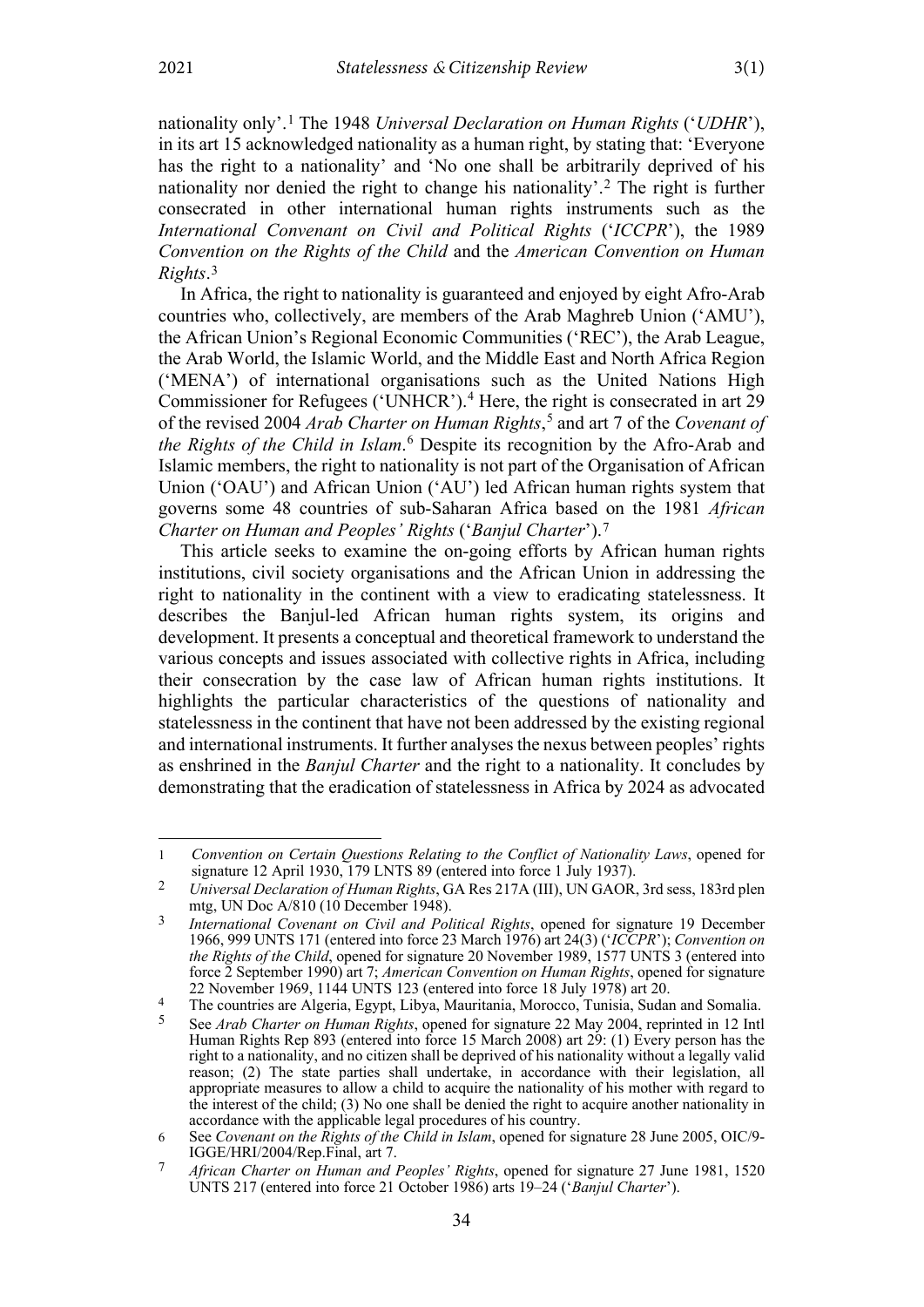nationality only'.[1] The 1948 *Universal Declaration on Human Rights* ('*UDHR*'), in its art 15 acknowledged nationality as a human right, by stating that: 'Everyone has the right to a nationality' and 'No one shall be arbitrarily deprived of his nationality nor denied the right to change his nationality'.[2] The right is further consecrated in other international human rights instruments such as the *International Convenant on Civil and Political Rights* ('*ICCPR*'), the 1989 *Convention on the Rights of the Child* and the *American Convention on Human Rights*.[3]

In Africa, the right to nationality is guaranteed and enjoyed by eight Afro-Arab countries who, collectively, are members of the Arab Maghreb Union ('AMU'), the African Union's Regional Economic Communities ('REC'), the Arab League, the Arab World, the Islamic World, and the Middle East and North Africa Region ('MENA') of international organisations such as the United Nations High Commissioner for Refugees ('UNHCR').[4] Here, the right is consecrated in art 29 of the revised 2004 *Arab Charter on Human Rights*,[5] and art 7 of the *Covenant of the Rights of the Child in Islam*.[6] Despite its recognition by the Afro-Arab and Islamic members, the right to nationality is not part of the Organisation of African Union ('OAU') and African Union ('AU') led African human rights system that governs some 48 countries of sub-Saharan Africa based on the 1981 *African Charter on Human and Peoples' Rights* ('*Banjul Charter*').[7]

This article seeks to examine the on-going efforts by African human rights institutions, civil society organisations and the African Union in addressing the right to nationality in the continent with a view to eradicating statelessness. It describes the Banjul-led African human rights system, its origins and development. It presents a conceptual and theoretical framework to understand the various concepts and issues associated with collective rights in Africa, including their consecration by the case law of African human rights institutions. It highlights the particular characteristics of the questions of nationality and statelessness in the continent that have not been addressed by the existing regional and international instruments. It further analyses the nexus between peoples' rights as enshrined in the *Banjul Charter* and the right to a nationality. It concludes by demonstrating that the eradication of statelessness in Africa by 2024 as advocated

---

1 *Convention on Certain Questions Relating to the Conflict of Nationality Laws*, opened for signature 12 April 1930, 179 LNTS 89 (entered into force 1 July 1937).

2 *Universal Declaration of Human Rights*, GA Res 217A (III), UN GAOR, 3rd sess, 183rd plen mtg, UN Doc A/810 (10 December 1948).

3 *International Covenant on Civil and Political Rights*, opened for signature 19 December 1966, 999 UNTS 171 (entered into force 23 March 1976) art 24(3) ('*ICCPR*'); *Convention on the Rights of the Child*, opened for signature 20 November 1989, 1577 UNTS 3 (entered into force 2 September 1990) art 7; *American Convention on Human Rights*, opened for signature 22 November 1969, 1144 UNTS 123 (entered into force 18 July 1978) art 20.

4 The countries are Algeria, Egypt, Libya, Mauritania, Morocco, Tunisia, Sudan and Somalia.

5 See *Arab Charter on Human Rights*, opened for signature 22 May 2004, reprinted in 12 Intl Human Rights Rep 893 (entered into force 15 March 2008) art 29: (1) Every person has the right to a nationality, and no citizen shall be deprived of his nationality without a legally valid reason; (2) The state parties shall undertake, in accordance with their legislation, all appropriate measures to allow a child to acquire the nationality of his mother with regard to the interest of the child; (3) No one shall be denied the right to acquire another nationality in accordance with the applicable legal procedures of his country.

6 See *Covenant on the Rights of the Child in Islam*, opened for signature 28 June 2005, OIC/9-IGGE/HRI/2004/Rep.Final, art 7.

7 *African Charter on Human and Peoples' Rights*, opened for signature 27 June 1981, 1520 UNTS 217 (entered into force 21 October 1986) arts 19–24 ('*Banjul Charter*').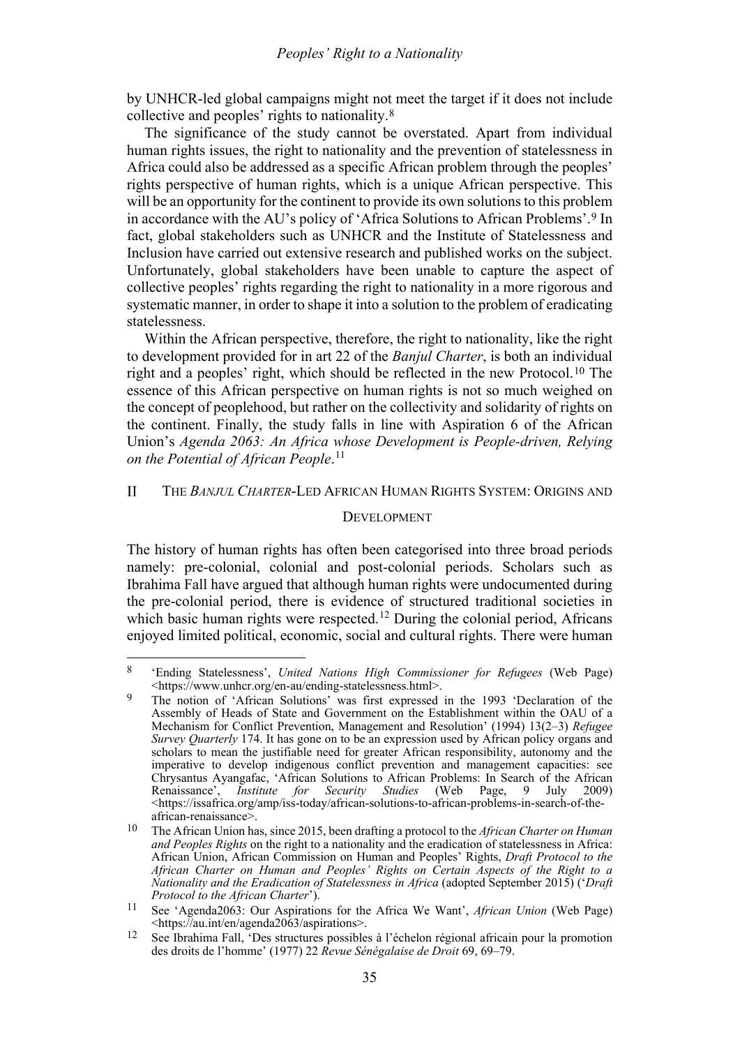by UNHCR-led global campaigns might not meet the target if it does not include collective and peoples' rights to nationality.[8]

The significance of the study cannot be overstated. Apart from individual human rights issues, the right to nationality and the prevention of statelessness in Africa could also be addressed as a specific African problem through the peoples' rights perspective of human rights, which is a unique African perspective. This will be an opportunity for the continent to provide its own solutions to this problem in accordance with the AU's policy of 'Africa Solutions to African Problems'.[9] In fact, global stakeholders such as UNHCR and the Institute of Statelessness and Inclusion have carried out extensive research and published works on the subject. Unfortunately, global stakeholders have been unable to capture the aspect of collective peoples' rights regarding the right to nationality in a more rigorous and systematic manner, in order to shape it into a solution to the problem of eradicating statelessness.

Within the African perspective, therefore, the right to nationality, like the right to development provided for in art 22 of the *Banjul Charter*, is both an individual right and a peoples' right, which should be reflected in the new Protocol.[10] The essence of this African perspective on human rights is not so much weighed on the concept of peoplehood, but rather on the collectivity and solidarity of rights on the continent. Finally, the study falls in line with Aspiration 6 of the African Union's *Agenda 2063: An Africa whose Development is People-driven, Relying on the Potential of African People*.[11]

## II The *Banjul Charter*-Led African Human Rights System: Origins and Development

The history of human rights has often been categorised into three broad periods namely: pre-colonial, colonial and post-colonial periods. Scholars such as Ibrahima Fall have argued that although human rights were undocumented during the pre-colonial period, there is evidence of structured traditional societies in which basic human rights were respected.[12] During the colonial period, Africans enjoyed limited political, economic, social and cultural rights. There were human

---

8 'Ending Statelessness', *United Nations High Commissioner for Refugees* (Web Page) <https://www.unhcr.org/en-au/ending-statelessness.html>.

9 The notion of 'African Solutions' was first expressed in the 1993 'Declaration of the Assembly of Heads of State and Government on the Establishment within the OAU of a Mechanism for Conflict Prevention, Management and Resolution' (1994) 13(2–3) *Refugee Survey Quarterly* 174. It has gone on to be an expression used by African policy organs and scholars to mean the justifiable need for greater African responsibility, autonomy and the imperative to develop indigenous conflict prevention and management capacities: see Chrysantus Ayangafac, 'African Solutions to African Problems: In Search of the African Renaissance', *Institute for Security Studies* (Web Page, 9 July 2009) <https://issafrica.org/amp/iss-today/african-solutions-to-african-problems-in-search-of-the-african-renaissance>.

10 The African Union has, since 2015, been drafting a protocol to the *African Charter on Human and Peoples Rights* on the right to a nationality and the eradication of statelessness in Africa: African Union, African Commission on Human and Peoples' Rights, *Draft Protocol to the African Charter on Human and Peoples' Rights on Certain Aspects of the Right to a Nationality and the Eradication of Statelessness in Africa* (adopted September 2015) ('*Draft Protocol to the African Charter*').

11 See 'Agenda2063: Our Aspirations for the Africa We Want', *African Union* (Web Page) <https://au.int/en/agenda2063/aspirations>.

12 See Ibrahima Fall, 'Des structures possibles à l'échelon régional africain pour la promotion des droits de l'homme' (1977) 22 *Revue Sénégalaise de Droit* 69, 69–79.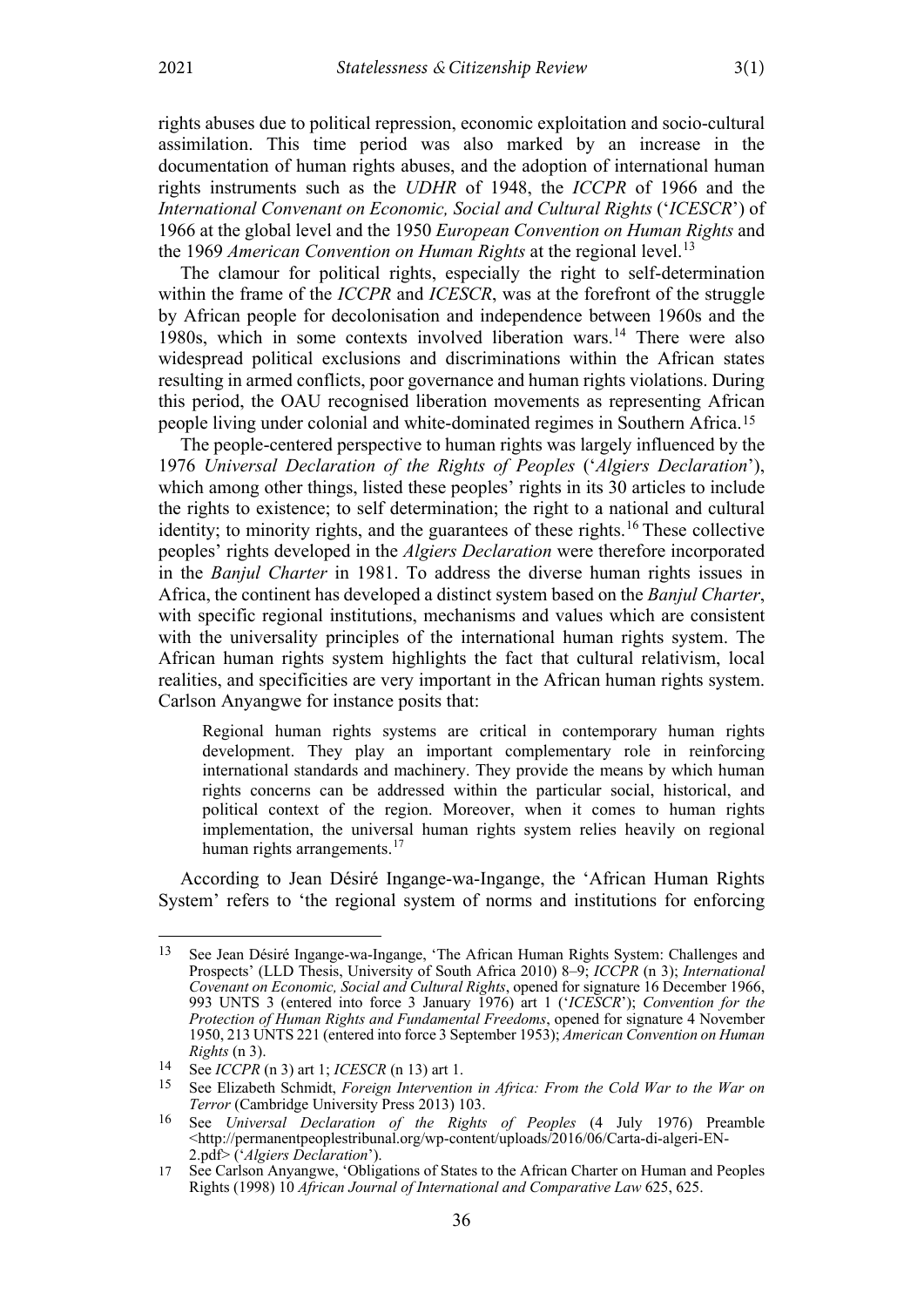rights abuses due to political repression, economic exploitation and socio-cultural assimilation. This time period was also marked by an increase in the documentation of human rights abuses, and the adoption of international human rights instruments such as the *UDHR* of 1948, the *ICCPR* of 1966 and the *International Convenant on Economic, Social and Cultural Rights* ('*ICESCR*') of 1966 at the global level and the 1950 *European Convention on Human Rights* and the 1969 *American Convention on Human Rights* at the regional level.[13]

The clamour for political rights, especially the right to self-determination within the frame of the *ICCPR* and *ICESCR*, was at the forefront of the struggle by African people for decolonisation and independence between 1960s and the 1980s, which in some contexts involved liberation wars.[14] There were also widespread political exclusions and discriminations within the African states resulting in armed conflicts, poor governance and human rights violations. During this period, the OAU recognised liberation movements as representing African people living under colonial and white-dominated regimes in Southern Africa.[15]

The people-centered perspective to human rights was largely influenced by the 1976 *Universal Declaration of the Rights of Peoples* ('*Algiers Declaration*'), which among other things, listed these peoples' rights in its 30 articles to include the rights to existence; to self determination; the right to a national and cultural identity; to minority rights, and the guarantees of these rights.[16] These collective peoples' rights developed in the *Algiers Declaration* were therefore incorporated in the *Banjul Charter* in 1981. To address the diverse human rights issues in Africa, the continent has developed a distinct system based on the *Banjul Charter*, with specific regional institutions, mechanisms and values which are consistent with the universality principles of the international human rights system. The African human rights system highlights the fact that cultural relativism, local realities, and specificities are very important in the African human rights system. Carlson Anyangwe for instance posits that:

> Regional human rights systems are critical in contemporary human rights development. They play an important complementary role in reinforcing international standards and machinery. They provide the means by which human rights concerns can be addressed within the particular social, historical, and political context of the region. Moreover, when it comes to human rights implementation, the universal human rights system relies heavily on regional human rights arrangements.[17]

According to Jean Désiré Ingange-wa-Ingange, the 'African Human Rights System' refers to 'the regional system of norms and institutions for enforcing

---

[13] See Jean Désiré Ingange-wa-Ingange, 'The African Human Rights System: Challenges and Prospects' (LLD Thesis, University of South Africa 2010) 8–9; *ICCPR* (n 3); *International Covenant on Economic, Social and Cultural Rights*, opened for signature 16 December 1966, 993 UNTS 3 (entered into force 3 January 1976) art 1 ('*ICESCR*'); *Convention for the Protection of Human Rights and Fundamental Freedoms*, opened for signature 4 November 1950, 213 UNTS 221 (entered into force 3 September 1953); *American Convention on Human Rights* (n 3).

[14] See *ICCPR* (n 3) art 1; *ICESCR* (n 13) art 1.

[15] See Elizabeth Schmidt, *Foreign Intervention in Africa: From the Cold War to the War on Terror* (Cambridge University Press 2013) 103.

[16] See *Universal Declaration of the Rights of Peoples* (4 July 1976) Preamble <http://permanentpeoplestribunal.org/wp-content/uploads/2016/06/Carta-di-algeri-EN-2.pdf> ('*Algiers Declaration*').

[17] See Carlson Anyangwe, 'Obligations of States to the African Charter on Human and Peoples Rights (1998) 10 *African Journal of International and Comparative Law* 625, 625.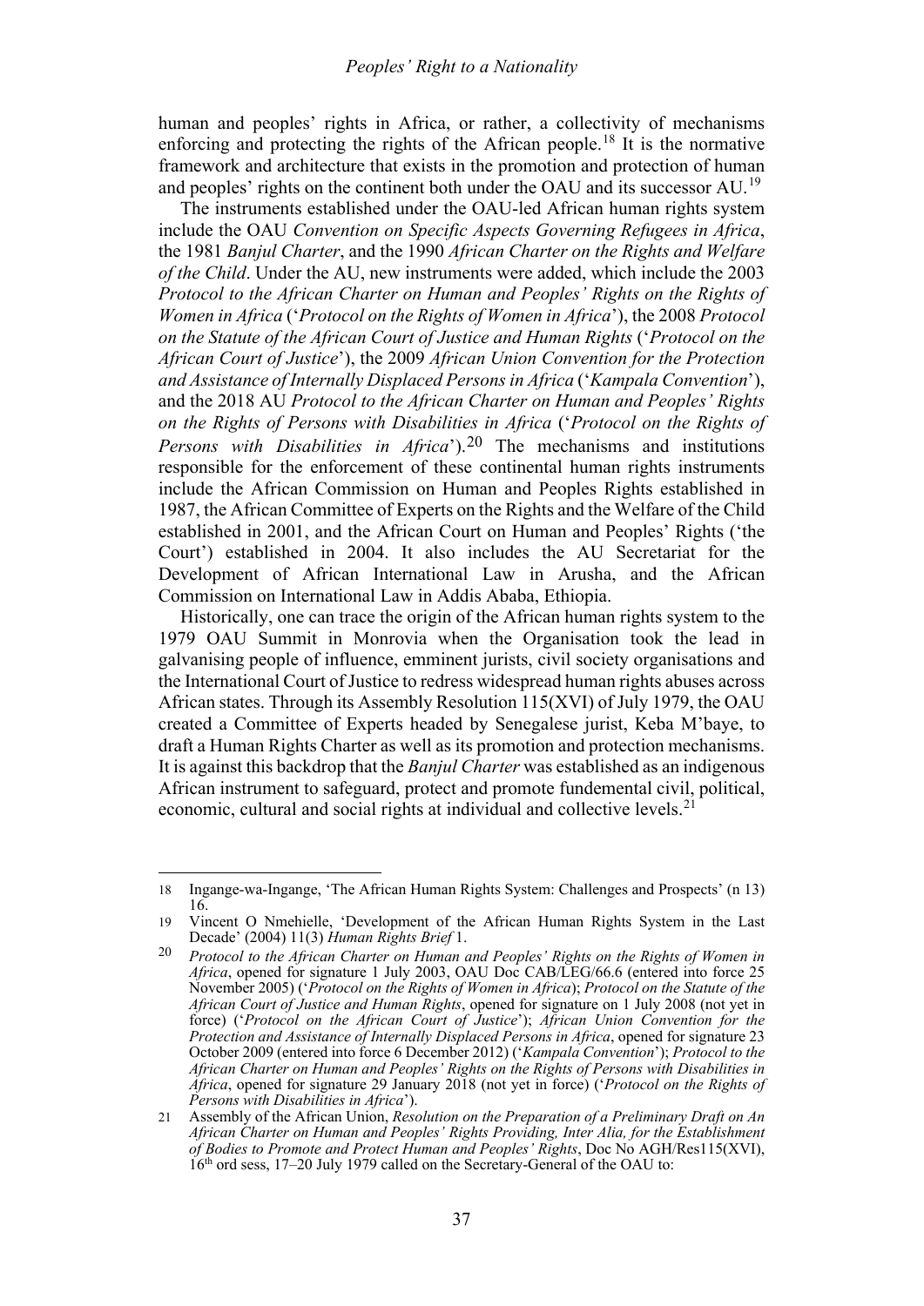human and peoples' rights in Africa, or rather, a collectivity of mechanisms enforcing and protecting the rights of the African people.[18] It is the normative framework and architecture that exists in the promotion and protection of human and peoples' rights on the continent both under the OAU and its successor AU.[19]

The instruments established under the OAU-led African human rights system include the OAU *Convention on Specific Aspects Governing Refugees in Africa*, the 1981 *Banjul Charter*, and the 1990 *African Charter on the Rights and Welfare of the Child*. Under the AU, new instruments were added, which include the 2003 *Protocol to the African Charter on Human and Peoples' Rights on the Rights of Women in Africa* ('*Protocol on the Rights of Women in Africa*'), the 2008 *Protocol on the Statute of the African Court of Justice and Human Rights* ('*Protocol on the African Court of Justice*'), the 2009 *African Union Convention for the Protection and Assistance of Internally Displaced Persons in Africa* ('*Kampala Convention*'), and the 2018 AU *Protocol to the African Charter on Human and Peoples' Rights on the Rights of Persons with Disabilities in Africa* ('*Protocol on the Rights of Persons with Disabilities in Africa*').[20] The mechanisms and institutions responsible for the enforcement of these continental human rights instruments include the African Commission on Human and Peoples Rights established in 1987, the African Committee of Experts on the Rights and the Welfare of the Child established in 2001, and the African Court on Human and Peoples' Rights ('the Court') established in 2004. It also includes the AU Secretariat for the Development of African International Law in Arusha, and the African Commission on International Law in Addis Ababa, Ethiopia.

Historically, one can trace the origin of the African human rights system to the 1979 OAU Summit in Monrovia when the Organisation took the lead in galvanising people of influence, emminent jurists, civil society organisations and the International Court of Justice to redress widespread human rights abuses across African states. Through its Assembly Resolution 115(XVI) of July 1979, the OAU created a Committee of Experts headed by Senegalese jurist, Keba M'baye, to draft a Human Rights Charter as well as its promotion and protection mechanisms. It is against this backdrop that the *Banjul Charter* was established as an indigenous African instrument to safeguard, protect and promote fundemental civil, political, economic, cultural and social rights at individual and collective levels.[21]

---

18 Ingange-wa-Ingange, 'The African Human Rights System: Challenges and Prospects' (n 13) 16.

19 Vincent O Nmehielle, 'Development of the African Human Rights System in the Last Decade' (2004) 11(3) *Human Rights Brief* 1.

20 *Protocol to the African Charter on Human and Peoples' Rights on the Rights of Women in Africa*, opened for signature 1 July 2003, OAU Doc CAB/LEG/66.6 (entered into force 25 November 2005) ('*Protocol on the Rights of Women in Africa*); *Protocol on the Statute of the African Court of Justice and Human Rights*, opened for signature on 1 July 2008 (not yet in force) ('*Protocol on the African Court of Justice*'); *African Union Convention for the Protection and Assistance of Internally Displaced Persons in Africa*, opened for signature 23 October 2009 (entered into force 6 December 2012) ('*Kampala Convention*'); *Protocol to the African Charter on Human and Peoples' Rights on the Rights of Persons with Disabilities in Africa*, opened for signature 29 January 2018 (not yet in force) ('*Protocol on the Rights of Persons with Disabilities in Africa*').

21 Assembly of the African Union, *Resolution on the Preparation of a Preliminary Draft on An African Charter on Human and Peoples' Rights Providing, Inter Alia, for the Establishment of Bodies to Promote and Protect Human and Peoples' Rights*, Doc No AGH/Res115(XVI), 16th ord sess, 17–20 July 1979 called on the Secretary-General of the OAU to: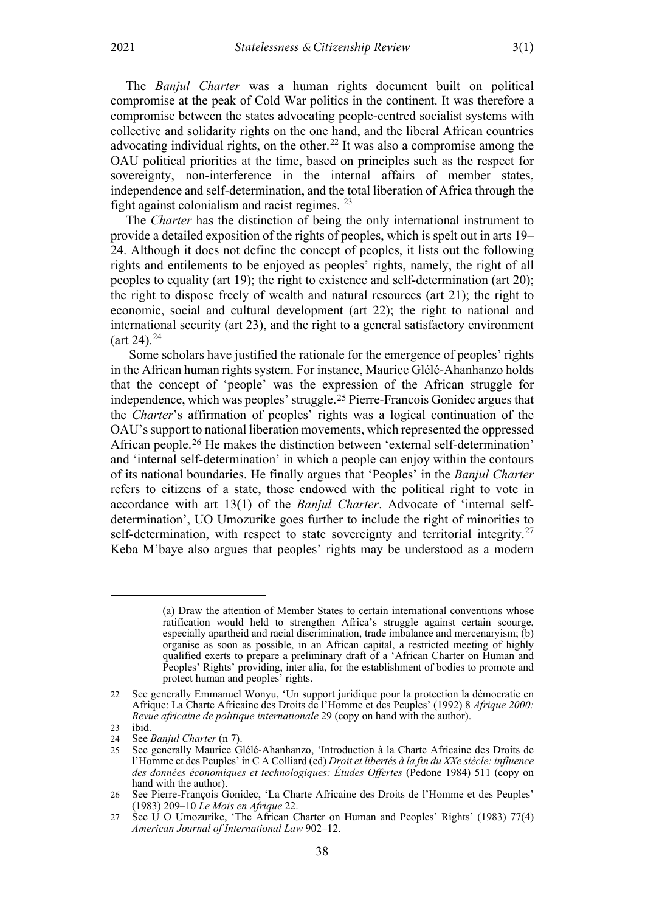The *Banjul Charter* was a human rights document built on political compromise at the peak of Cold War politics in the continent. It was therefore a compromise between the states advocating people-centred socialist systems with collective and solidarity rights on the one hand, and the liberal African countries advocating individual rights, on the other.[22] It was also a compromise among the OAU political priorities at the time, based on principles such as the respect for sovereignty, non-interference in the internal affairs of member states, independence and self-determination, and the total liberation of Africa through the fight against colonialism and racist regimes. [23]

The *Charter* has the distinction of being the only international instrument to provide a detailed exposition of the rights of peoples, which is spelt out in arts 19–24. Although it does not define the concept of peoples, it lists out the following rights and entilements to be enjoyed as peoples' rights, namely, the right of all peoples to equality (art 19); the right to existence and self-determination (art 20); the right to dispose freely of wealth and natural resources (art 21); the right to economic, social and cultural development (art 22); the right to national and international security (art 23), and the right to a general satisfactory environment (art 24).[24]

Some scholars have justified the rationale for the emergence of peoples' rights in the African human rights system. For instance, Maurice Glélé-Ahanhanzo holds that the concept of 'people' was the expression of the African struggle for independence, which was peoples' struggle.[25] Pierre-Francois Gonidec argues that the *Charter*'s affirmation of peoples' rights was a logical continuation of the OAU's support to national liberation movements, which represented the oppressed African people.[26] He makes the distinction between 'external self-determination' and 'internal self-determination' in which a people can enjoy within the contours of its national boundaries. He finally argues that 'Peoples' in the *Banjul Charter* refers to citizens of a state, those endowed with the political right to vote in accordance with art 13(1) of the *Banjul Charter*. Advocate of 'internal self-determination', UO Umozurike goes further to include the right of minorities to self-determination, with respect to state sovereignty and territorial integrity.[27] Keba M'baye also argues that peoples' rights may be understood as a modern

> (a) Draw the attention of Member States to certain international conventions whose ratification would held to strengthen Africa's struggle against certain scourge, especially apartheid and racial discrimination, trade imbalance and mercenaryism; (b) organise as soon as possible, in an African capital, a restricted meeting of highly qualified exerts to prepare a preliminary draft of a 'African Charter on Human and Peoples' Rights' providing, inter alia, for the establishment of bodies to promote and protect human and peoples' rights.

22 See generally Emmanuel Wonyu, 'Un support juridique pour la protection la démocratie en Afrique: La Charte Africaine des Droits de l'Homme et des Peuples' (1992) 8 *Afrique 2000: Revue africaine de politique internationale* 29 (copy on hand with the author).

23 ibid.

24 See *Banjul Charter* (n 7).

25 See generally Maurice Glélé-Ahanhanzo, 'Introduction à la Charte Africaine des Droits de l'Homme et des Peuples' in C A Colliard (ed) *Droit et libertés à la fin du XXe siècle: influence des données économiques et technologiques: Études Offertes* (Pedone 1984) 511 (copy on hand with the author).

26 See Pierre-François Gonidec, 'La Charte Africaine des Droits de l'Homme et des Peuples' (1983) 209–10 *Le Mois en Afrique* 22.

27 See U O Umozurike, 'The African Charter on Human and Peoples' Rights' (1983) 77(4) *American Journal of International Law* 902–12.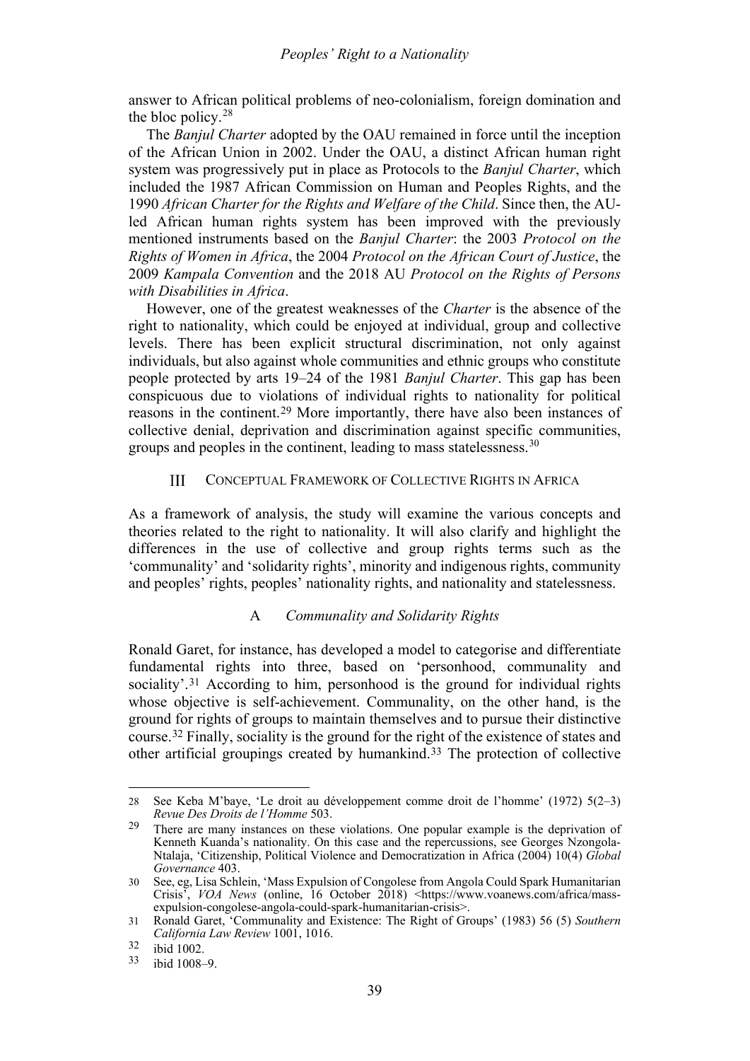answer to African political problems of neo-colonialism, foreign domination and the bloc policy.[28]

The *Banjul Charter* adopted by the OAU remained in force until the inception of the African Union in 2002. Under the OAU, a distinct African human right system was progressively put in place as Protocols to the *Banjul Charter*, which included the 1987 African Commission on Human and Peoples Rights, and the 1990 *African Charter for the Rights and Welfare of the Child*. Since then, the AU-led African human rights system has been improved with the previously mentioned instruments based on the *Banjul Charter*: the 2003 *Protocol on the Rights of Women in Africa*, the 2004 *Protocol on the African Court of Justice*, the 2009 *Kampala Convention* and the 2018 AU *Protocol on the Rights of Persons with Disabilities in Africa*.

However, one of the greatest weaknesses of the *Charter* is the absence of the right to nationality, which could be enjoyed at individual, group and collective levels. There has been explicit structural discrimination, not only against individuals, but also against whole communities and ethnic groups who constitute people protected by arts 19–24 of the 1981 *Banjul Charter*. This gap has been conspicuous due to violations of individual rights to nationality for political reasons in the continent.[29] More importantly, there have also been instances of collective denial, deprivation and discrimination against specific communities, groups and peoples in the continent, leading to mass statelessness.[30]

## III Conceptual Framework of Collective Rights in Africa

As a framework of analysis, the study will examine the various concepts and theories related to the right to nationality. It will also clarify and highlight the differences in the use of collective and group rights terms such as the 'communality' and 'solidarity rights', minority and indigenous rights, community and peoples' rights, peoples' nationality rights, and nationality and statelessness.

### A *Communality and Solidarity Rights*

Ronald Garet, for instance, has developed a model to categorise and differentiate fundamental rights into three, based on 'personhood, communality and sociality'.[31] According to him, personhood is the ground for individual rights whose objective is self-achievement. Communality, on the other hand, is the ground for rights of groups to maintain themselves and to pursue their distinctive course.[32] Finally, sociality is the ground for the right of the existence of states and other artificial groupings created by humankind.[33] The protection of collective

---

28 See Keba M'baye, 'Le droit au développement comme droit de l'homme' (1972) 5(2–3) *Revue Des Droits de l'Homme* 503.

29 There are many instances on these violations. One popular example is the deprivation of Kenneth Kuanda's nationality. On this case and the repercussions, see Georges Nzongola-Ntalaja, 'Citizenship, Political Violence and Democratization in Africa (2004) 10(4) *Global Governance* 403.

30 See, eg, Lisa Schlein, 'Mass Expulsion of Congolese from Angola Could Spark Humanitarian Crisis', *VOA News* (online, 16 October 2018) <https://www.voanews.com/africa/mass-expulsion-congolese-angola-could-spark-humanitarian-crisis>.

31 Ronald Garet, 'Communality and Existence: The Right of Groups' (1983) 56 (5) *Southern California Law Review* 1001, 1016.

32 ibid 1002.

33 ibid 1008–9.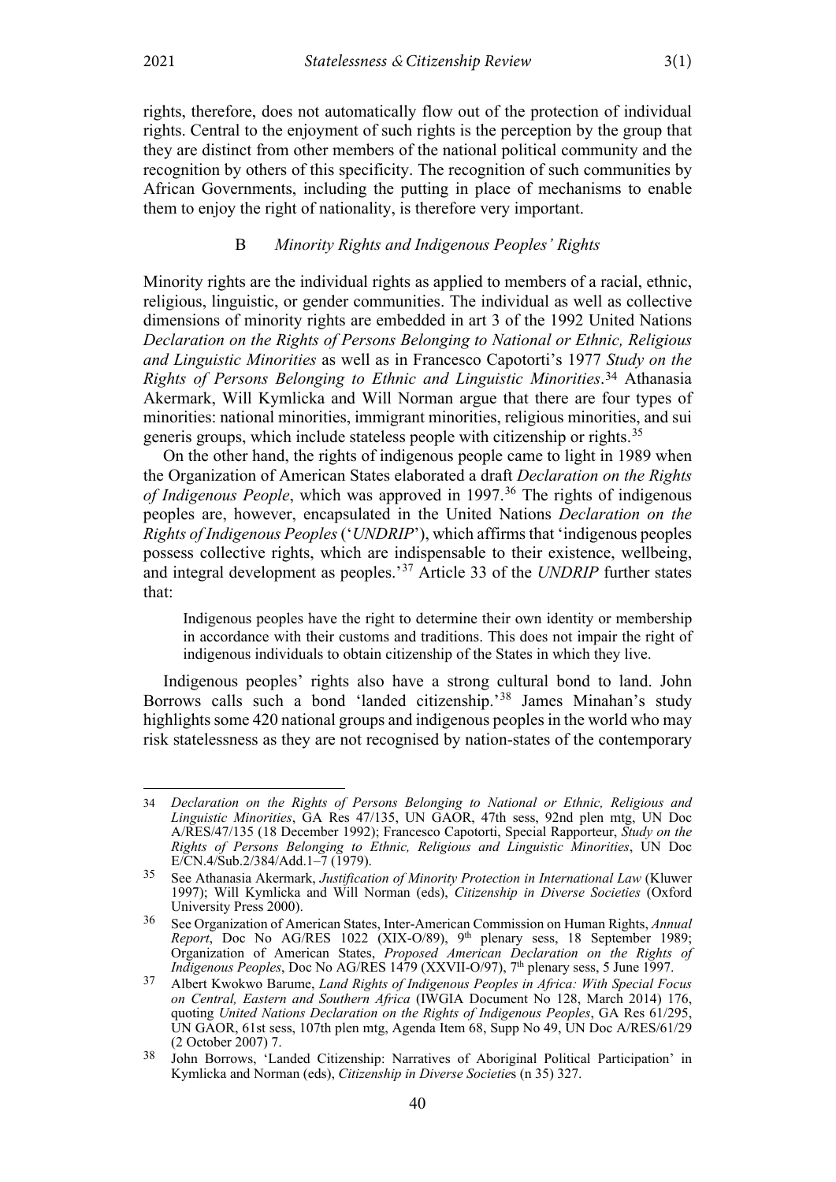rights, therefore, does not automatically flow out of the protection of individual rights. Central to the enjoyment of such rights is the perception by the group that they are distinct from other members of the national political community and the recognition by others of this specificity. The recognition of such communities by African Governments, including the putting in place of mechanisms to enable them to enjoy the right of nationality, is therefore very important.

### B *Minority Rights and Indigenous Peoples' Rights*

Minority rights are the individual rights as applied to members of a racial, ethnic, religious, linguistic, or gender communities. The individual as well as collective dimensions of minority rights are embedded in art 3 of the 1992 United Nations *Declaration on the Rights of Persons Belonging to National or Ethnic, Religious and Linguistic Minorities* as well as in Francesco Capotorti's 1977 *Study on the Rights of Persons Belonging to Ethnic and Linguistic Minorities*.[34] Athanasia Akermark, Will Kymlicka and Will Norman argue that there are four types of minorities: national minorities, immigrant minorities, religious minorities, and sui generis groups, which include stateless people with citizenship or rights.[35]

On the other hand, the rights of indigenous people came to light in 1989 when the Organization of American States elaborated a draft *Declaration on the Rights of Indigenous People*, which was approved in 1997.[36] The rights of indigenous peoples are, however, encapsulated in the United Nations *Declaration on the Rights of Indigenous Peoples* ('*UNDRIP*'), which affirms that 'indigenous peoples possess collective rights, which are indispensable to their existence, wellbeing, and integral development as peoples.'[37] Article 33 of the *UNDRIP* further states that:

> Indigenous peoples have the right to determine their own identity or membership in accordance with their customs and traditions. This does not impair the right of indigenous individuals to obtain citizenship of the States in which they live.

Indigenous peoples' rights also have a strong cultural bond to land. John Borrows calls such a bond 'landed citizenship.'[38] James Minahan's study highlights some 420 national groups and indigenous peoples in the world who may risk statelessness as they are not recognised by nation-states of the contemporary

---

34 *Declaration on the Rights of Persons Belonging to National or Ethnic, Religious and Linguistic Minorities*, GA Res 47/135, UN GAOR, 47th sess, 92nd plen mtg, UN Doc A/RES/47/135 (18 December 1992); Francesco Capotorti, Special Rapporteur, *Study on the Rights of Persons Belonging to Ethnic, Religious and Linguistic Minorities*, UN Doc E/CN.4/Sub.2/384/Add.1–7 (1979).

35 See Athanasia Akermark, *Justification of Minority Protection in International Law* (Kluwer 1997); Will Kymlicka and Will Norman (eds), *Citizenship in Diverse Societies* (Oxford University Press 2000).

36 See Organization of American States, Inter-American Commission on Human Rights, *Annual Report*, Doc No AG/RES 1022 (XIX-O/89), 9th plenary sess, 18 September 1989; Organization of American States, *Proposed American Declaration on the Rights of Indigenous Peoples*, Doc No AG/RES 1479 (XXVII-O/97), 7th plenary sess, 5 June 1997.

37 Albert Kwokwo Barume, *Land Rights of Indigenous Peoples in Africa: With Special Focus on Central, Eastern and Southern Africa* (IWGIA Document No 128, March 2014) 176, quoting *United Nations Declaration on the Rights of Indigenous Peoples*, GA Res 61/295, UN GAOR, 61st sess, 107th plen mtg, Agenda Item 68, Supp No 49, UN Doc A/RES/61/29 (2 October 2007) 7.

38 John Borrows, 'Landed Citizenship: Narratives of Aboriginal Political Participation' in Kymlicka and Norman (eds), *Citizenship in Diverse Societies* (n 35) 327.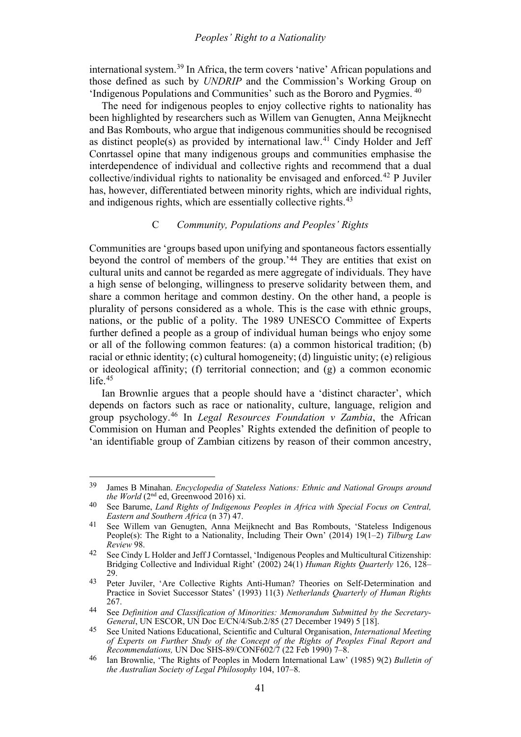international system.[39] In Africa, the term covers 'native' African populations and those defined as such by *UNDRIP* and the Commission's Working Group on 'Indigenous Populations and Communities' such as the Bororo and Pygmies. [40]

The need for indigenous peoples to enjoy collective rights to nationality has been highlighted by researchers such as Willem van Genugten, Anna Meijknecht and Bas Rombouts, who argue that indigenous communities should be recognised as distinct people(s) as provided by international law.[41] Cindy Holder and Jeff Conrtassel opine that many indigenous groups and communities emphasise the interdependence of individual and collective rights and recommend that a dual collective/individual rights to nationality be envisaged and enforced.[42] P Juviler has, however, differentiated between minority rights, which are individual rights, and indigenous rights, which are essentially collective rights.[43]

### C *Community, Populations and Peoples' Rights*

Communities are 'groups based upon unifying and spontaneous factors essentially beyond the control of members of the group.'[44] They are entities that exist on cultural units and cannot be regarded as mere aggregate of individuals. They have a high sense of belonging, willingness to preserve solidarity between them, and share a common heritage and common destiny. On the other hand, a people is plurality of persons considered as a whole. This is the case with ethnic groups, nations, or the public of a polity. The 1989 UNESCO Committee of Experts further defined a people as a group of individual human beings who enjoy some or all of the following common features: (a) a common historical tradition; (b) racial or ethnic identity; (c) cultural homogeneity; (d) linguistic unity; (e) religious or ideological affinity; (f) territorial connection; and (g) a common economic life.[45]

Ian Brownlie argues that a people should have a 'distinct character', which depends on factors such as race or nationality, culture, language, religion and group psychology.[46] In *Legal Resources Foundation v Zambia*, the African Commision on Human and Peoples' Rights extended the definition of people to 'an identifiable group of Zambian citizens by reason of their common ancestry,

---

[39] James B Minahan. *Encyclopedia of Stateless Nations: Ethnic and National Groups around the World* (2nd ed, Greenwood 2016) xi.

[40] See Barume, *Land Rights of Indigenous Peoples in Africa with Special Focus on Central, Eastern and Southern Africa* (n 37) 47.

[41] See Willem van Genugten, Anna Meijknecht and Bas Rombouts, 'Stateless Indigenous People(s): The Right to a Nationality, Including Their Own' (2014) 19(1–2) *Tilburg Law Review* 98.

[42] See Cindy L Holder and Jeff J Corntassel, 'Indigenous Peoples and Multicultural Citizenship: Bridging Collective and Individual Right' (2002) 24(1) *Human Rights Quarterly* 126, 128–29.

[43] Peter Juviler, 'Are Collective Rights Anti-Human? Theories on Self-Determination and Practice in Soviet Successor States' (1993) 11(3) *Netherlands Quarterly of Human Rights* 267.

[44] See *Definition and Classification of Minorities: Memorandum Submitted by the Secretary-General*, UN ESCOR, UN Doc E/CN/4/Sub.2/85 (27 December 1949) 5 [18].

[45] See United Nations Educational, Scientific and Cultural Organisation, *International Meeting of Experts on Further Study of the Concept of the Rights of Peoples Final Report and Recommendations,* UN Doc SHS-89/CONF602/7 (22 Feb 1990) 7–8.

[46] Ian Brownlie, 'The Rights of Peoples in Modern International Law' (1985) 9(2) *Bulletin of the Australian Society of Legal Philosophy* 104, 107–8.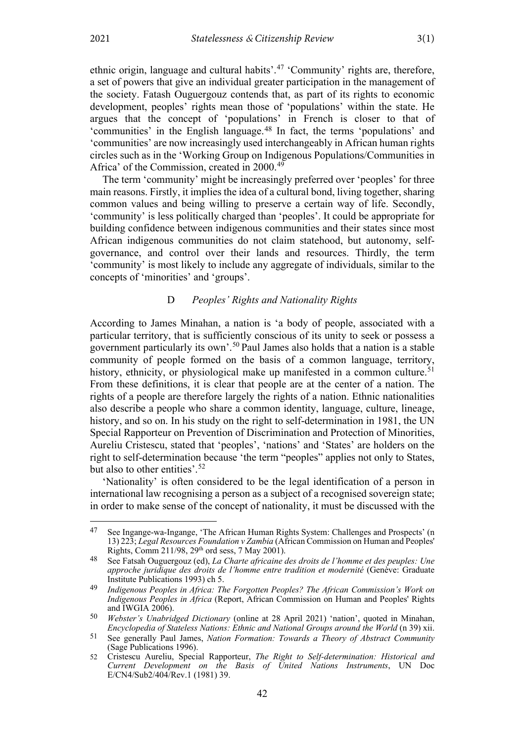ethnic origin, language and cultural habits'.[47] 'Community' rights are, therefore, a set of powers that give an individual greater participation in the management of the society. Fatash Ouguergouz contends that, as part of its rights to economic development, peoples' rights mean those of 'populations' within the state. He argues that the concept of 'populations' in French is closer to that of 'communities' in the English language.[48] In fact, the terms 'populations' and 'communities' are now increasingly used interchangeably in African human rights circles such as in the 'Working Group on Indigenous Populations/Communities in Africa' of the Commission, created in 2000.[49]

The term 'community' might be increasingly preferred over 'peoples' for three main reasons. Firstly, it implies the idea of a cultural bond, living together, sharing common values and being willing to preserve a certain way of life. Secondly, 'community' is less politically charged than 'peoples'. It could be appropriate for building confidence between indigenous communities and their states since most African indigenous communities do not claim statehood, but autonomy, self-governance, and control over their lands and resources. Thirdly, the term 'community' is most likely to include any aggregate of individuals, similar to the concepts of 'minorities' and 'groups'.

### D *Peoples' Rights and Nationality Rights*

According to James Minahan, a nation is 'a body of people, associated with a particular territory, that is sufficiently conscious of its unity to seek or possess a government particularly its own'.[50] Paul James also holds that a nation is a stable community of people formed on the basis of a common language, territory, history, ethnicity, or physiological make up manifested in a common culture.[51] From these definitions, it is clear that people are at the center of a nation. The rights of a people are therefore largely the rights of a nation. Ethnic nationalities also describe a people who share a common identity, language, culture, lineage, history, and so on. In his study on the right to self-determination in 1981, the UN Special Rapporteur on Prevention of Discrimination and Protection of Minorities, Aureliu Cristescu, stated that 'peoples', 'nations' and 'States' are holders on the right to self-determination because 'the term "peoples" applies not only to States, but also to other entities'.[52]

'Nationality' is often considered to be the legal identification of a person in international law recognising a person as a subject of a recognised sovereign state; in order to make sense of the concept of nationality, it must be discussed with the

---

47 See Ingange-wa-Ingange, 'The African Human Rights System: Challenges and Prospects' (n 13) 223; *Legal Resources Foundation v Zambia* (African Commission on Human and Peoples' Rights, Comm 211/98, 29th ord sess, 7 May 2001).

48 See Fatsah Ouguergouz (ed), *La Charte africaine des droits de l'homme et des peuples: Une approche juridique des droits de l'homme entre tradition et modernité* (Genève: Graduate Institute Publications 1993) ch 5.

49 *Indigenous Peoples in Africa: The Forgotten Peoples? The African Commission's Work on Indigenous Peoples in Africa* (Report, African Commission on Human and Peoples' Rights and IWGIA 2006).

50 *Webster's Unabridged Dictionary* (online at 28 April 2021) 'nation', quoted in Minahan, *Encyclopedia of Stateless Nations: Ethnic and National Groups around the World* (n 39) xii.

51 See generally Paul James, *Nation Formation: Towards a Theory of Abstract Community* (Sage Publications 1996).

52 Cristescu Aureliu, Special Rapporteur, *The Right to Self-determination: Historical and Current Development on the Basis of United Nations Instruments*, UN Doc E/CN4/Sub2/404/Rev.1 (1981) 39.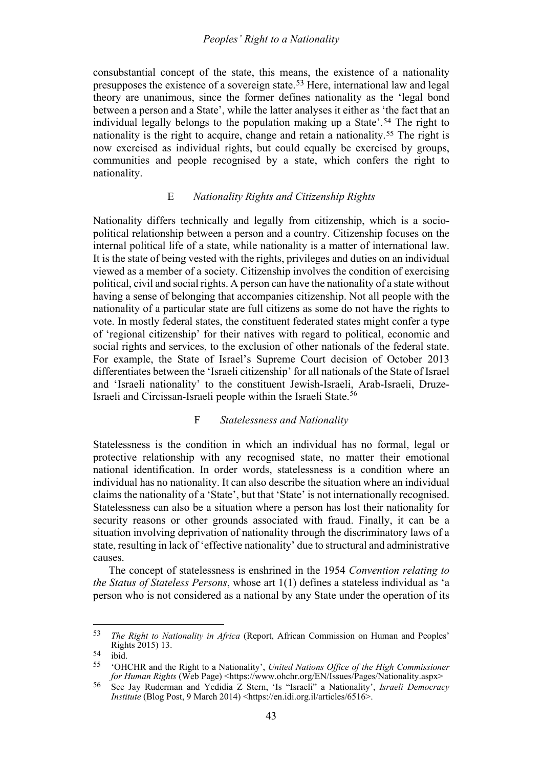consubstantial concept of the state, this means, the existence of a nationality presupposes the existence of a sovereign state.[53] Here, international law and legal theory are unanimous, since the former defines nationality as the 'legal bond between a person and a State', while the latter analyses it either as 'the fact that an individual legally belongs to the population making up a State'.[54] The right to nationality is the right to acquire, change and retain a nationality.[55] The right is now exercised as individual rights, but could equally be exercised by groups, communities and people recognised by a state, which confers the right to nationality.

### E *Nationality Rights and Citizenship Rights*

Nationality differs technically and legally from citizenship, which is a socio-political relationship between a person and a country. Citizenship focuses on the internal political life of a state, while nationality is a matter of international law. It is the state of being vested with the rights, privileges and duties on an individual viewed as a member of a society. Citizenship involves the condition of exercising political, civil and social rights. A person can have the nationality of a state without having a sense of belonging that accompanies citizenship. Not all people with the nationality of a particular state are full citizens as some do not have the rights to vote. In mostly federal states, the constituent federated states might confer a type of 'regional citizenship' for their natives with regard to political, economic and social rights and services, to the exclusion of other nationals of the federal state. For example, the State of Israel's Supreme Court decision of October 2013 differentiates between the 'Israeli citizenship' for all nationals of the State of Israel and 'Israeli nationality' to the constituent Jewish-Israeli, Arab-Israeli, Druze-Israeli and Circissan-Israeli people within the Israeli State.[56]

### F *Statelessness and Nationality*

Statelessness is the condition in which an individual has no formal, legal or protective relationship with any recognised state, no matter their emotional national identification. In order words, statelessness is a condition where an individual has no nationality. It can also describe the situation where an individual claims the nationality of a 'State', but that 'State' is not internationally recognised. Statelessness can also be a situation where a person has lost their nationality for security reasons or other grounds associated with fraud. Finally, it can be a situation involving deprivation of nationality through the discriminatory laws of a state, resulting in lack of 'effective nationality' due to structural and administrative causes.

The concept of statelessness is enshrined in the 1954 *Convention relating to the Status of Stateless Persons*, whose art 1(1) defines a stateless individual as 'a person who is not considered as a national by any State under the operation of its

---

[53] *The Right to Nationality in Africa* (Report, African Commission on Human and Peoples' Rights 2015) 13.

[54] ibid.

[55] 'OHCHR and the Right to a Nationality', *United Nations Office of the High Commissioner for Human Rights* (Web Page) <https://www.ohchr.org/EN/Issues/Pages/Nationality.aspx>

[56] See Jay Ruderman and Yedidia Z Stern, 'Is "Israeli" a Nationality', *Israeli Democracy Institute* (Blog Post, 9 March 2014) <https://en.idi.org.il/articles/6516>.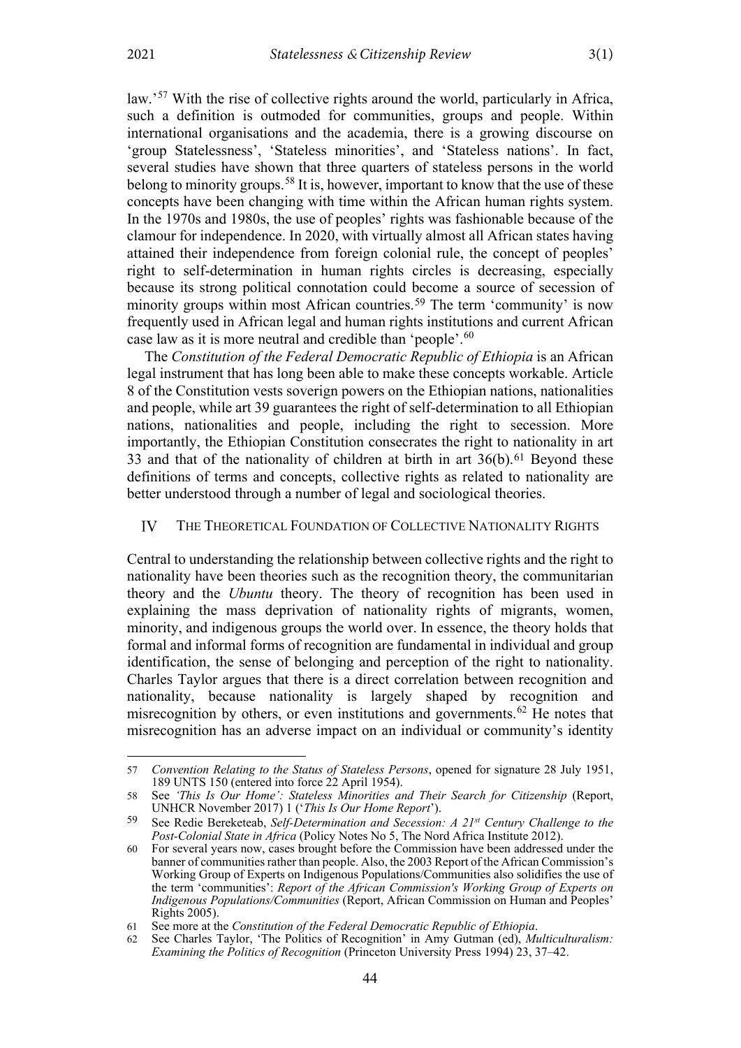law.'[57] With the rise of collective rights around the world, particularly in Africa, such a definition is outmoded for communities, groups and people. Within international organisations and the academia, there is a growing discourse on 'group Statelessness', 'Stateless minorities', and 'Stateless nations'. In fact, several studies have shown that three quarters of stateless persons in the world belong to minority groups.[58] It is, however, important to know that the use of these concepts have been changing with time within the African human rights system. In the 1970s and 1980s, the use of peoples' rights was fashionable because of the clamour for independence. In 2020, with virtually almost all African states having attained their independence from foreign colonial rule, the concept of peoples' right to self-determination in human rights circles is decreasing, especially because its strong political connotation could become a source of secession of minority groups within most African countries.[59] The term 'community' is now frequently used in African legal and human rights institutions and current African case law as it is more neutral and credible than 'people'.[60]

The *Constitution of the Federal Democratic Republic of Ethiopia* is an African legal instrument that has long been able to make these concepts workable. Article 8 of the Constitution vests soverign powers on the Ethiopian nations, nationalities and people, while art 39 guarantees the right of self-determination to all Ethiopian nations, nationalities and people, including the right to secession. More importantly, the Ethiopian Constitution consecrates the right to nationality in art 33 and that of the nationality of children at birth in art 36(b).[61] Beyond these definitions of terms and concepts, collective rights as related to nationality are better understood through a number of legal and sociological theories.

## IV The Theoretical Foundation of Collective Nationality Rights

Central to understanding the relationship between collective rights and the right to nationality have been theories such as the recognition theory, the communitarian theory and the *Ubuntu* theory. The theory of recognition has been used in explaining the mass deprivation of nationality rights of migrants, women, minority, and indigenous groups the world over. In essence, the theory holds that formal and informal forms of recognition are fundamental in individual and group identification, the sense of belonging and perception of the right to nationality. Charles Taylor argues that there is a direct correlation between recognition and nationality, because nationality is largely shaped by recognition and misrecognition by others, or even institutions and governments.[62] He notes that misrecognition has an adverse impact on an individual or community's identity

---

57 *Convention Relating to the Status of Stateless Persons*, opened for signature 28 July 1951, 189 UNTS 150 (entered into force 22 April 1954).

58 See *'This Is Our Home': Stateless Minorities and Their Search for Citizenship* (Report, UNHCR November 2017) 1 ('*This Is Our Home Report*').

59 See Redie Bereketeab, *Self-Determination and Secession: A 21st Century Challenge to the Post-Colonial State in Africa* (Policy Notes No 5, The Nord Africa Institute 2012).

60 For several years now, cases brought before the Commission have been addressed under the banner of communities rather than people. Also, the 2003 Report of the African Commission's Working Group of Experts on Indigenous Populations/Communities also solidifies the use of the term 'communities': *Report of the African Commission's Working Group of Experts on Indigenous Populations/Communities* (Report, African Commission on Human and Peoples' Rights 2005).

61 See more at the *Constitution of the Federal Democratic Republic of Ethiopia*.

62 See Charles Taylor, 'The Politics of Recognition' in Amy Gutman (ed), *Multiculturalism: Examining the Politics of Recognition* (Princeton University Press 1994) 23, 37–42.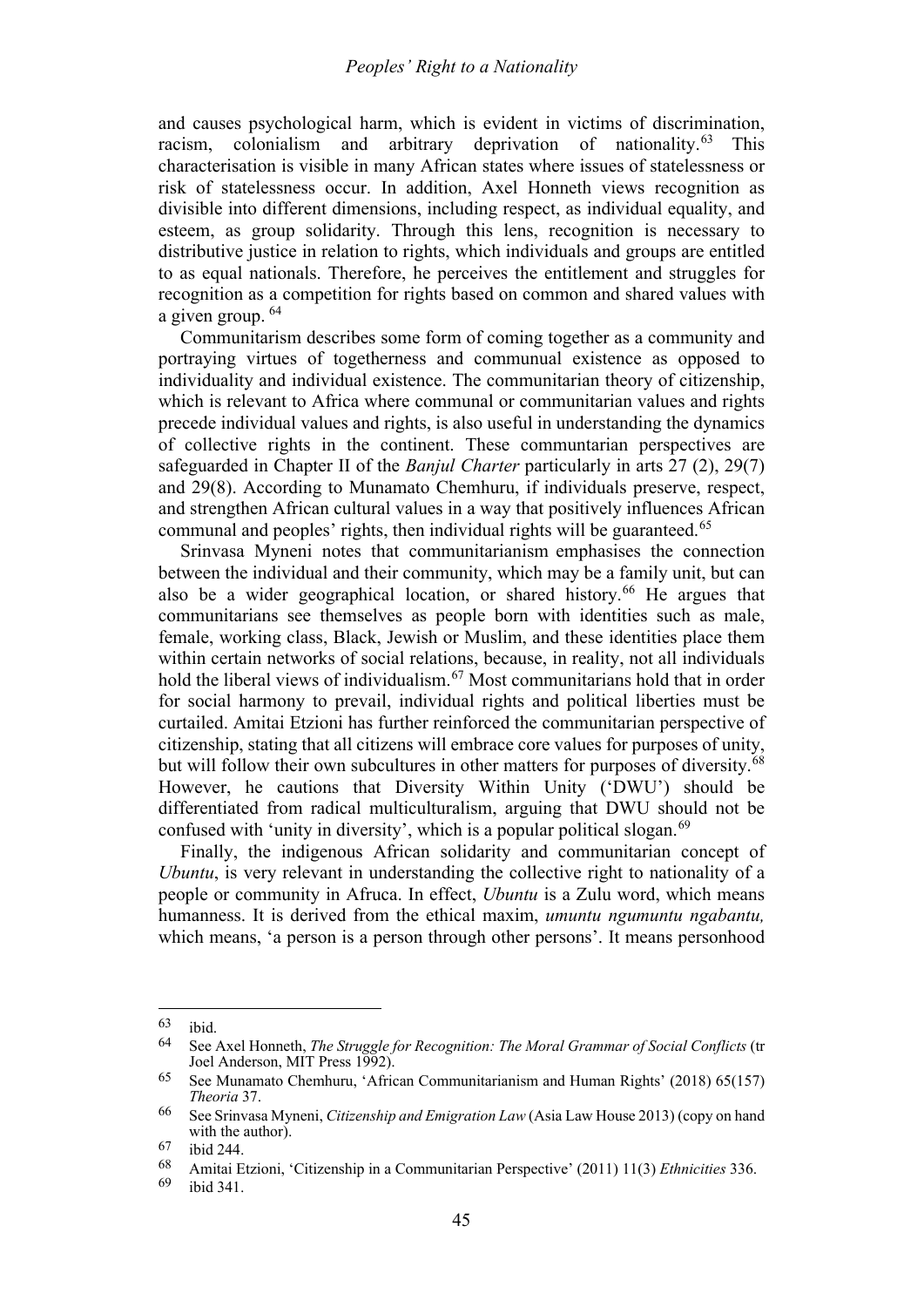and causes psychological harm, which is evident in victims of discrimination, racism, colonialism and arbitrary deprivation of nationality.[63] This characterisation is visible in many African states where issues of statelessness or risk of statelessness occur. In addition, Axel Honneth views recognition as divisible into different dimensions, including respect, as individual equality, and esteem, as group solidarity. Through this lens, recognition is necessary to distributive justice in relation to rights, which individuals and groups are entitled to as equal nationals. Therefore, he perceives the entitlement and struggles for recognition as a competition for rights based on common and shared values with a given group. [64]

Communitarism describes some form of coming together as a community and portraying virtues of togetherness and communual existence as opposed to individuality and individual existence. The communitarian theory of citizenship, which is relevant to Africa where communal or communitarian values and rights precede individual values and rights, is also useful in understanding the dynamics of collective rights in the continent. These communtarian perspectives are safeguarded in Chapter II of the *Banjul Charter* particularly in arts 27 (2), 29(7) and 29(8). According to Munamato Chemhuru, if individuals preserve, respect, and strengthen African cultural values in a way that positively influences African communal and peoples' rights, then individual rights will be guaranteed.[65]

Srinvasa Myneni notes that communitarianism emphasises the connection between the individual and their community, which may be a family unit, but can also be a wider geographical location, or shared history.[66] He argues that communitarians see themselves as people born with identities such as male, female, working class, Black, Jewish or Muslim, and these identities place them within certain networks of social relations, because, in reality, not all individuals hold the liberal views of individualism.[67] Most communitarians hold that in order for social harmony to prevail, individual rights and political liberties must be curtailed. Amitai Etzioni has further reinforced the communitarian perspective of citizenship, stating that all citizens will embrace core values for purposes of unity, but will follow their own subcultures in other matters for purposes of diversity.[68] However, he cautions that Diversity Within Unity ('DWU') should be differentiated from radical multiculturalism, arguing that DWU should not be confused with 'unity in diversity', which is a popular political slogan.[69]

Finally, the indigenous African solidarity and communitarian concept of *Ubuntu*, is very relevant in understanding the collective right to nationality of a people or community in Afruca. In effect, *Ubuntu* is a Zulu word, which means humanness. It is derived from the ethical maxim, *umuntu ngumuntu ngabantu,* which means, 'a person is a person through other persons'. It means personhood

---

63 ibid.

64 See Axel Honneth, *The Struggle for Recognition: The Moral Grammar of Social Conflicts* (tr Joel Anderson, MIT Press 1992).

65 See Munamato Chemhuru, 'African Communitarianism and Human Rights' (2018) 65(157) *Theoria* 37.

66 See Srinvasa Myneni, *Citizenship and Emigration Law* (Asia Law House 2013) (copy on hand with the author).

67 ibid 244.

68 Amitai Etzioni, 'Citizenship in a Communitarian Perspective' (2011) 11(3) *Ethnicities* 336.

69 ibid 341.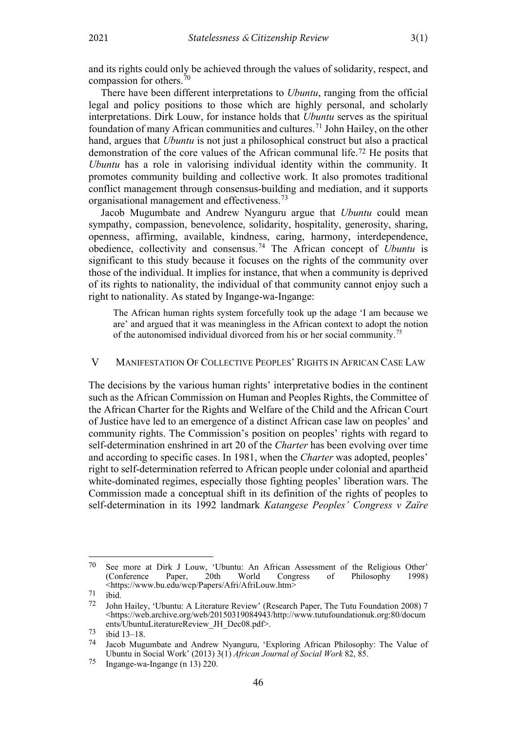and its rights could only be achieved through the values of solidarity, respect, and compassion for others.[70]

There have been different interpretations to *Ubuntu*, ranging from the official legal and policy positions to those which are highly personal, and scholarly interpretations. Dirk Louw, for instance holds that *Ubuntu* serves as the spiritual foundation of many African communities and cultures.[71] John Hailey, on the other hand, argues that *Ubuntu* is not just a philosophical construct but also a practical demonstration of the core values of the African communal life.[72] He posits that *Ubuntu* has a role in valorising individual identity within the community. It promotes community building and collective work. It also promotes traditional conflict management through consensus-building and mediation, and it supports organisational management and effectiveness.[73]

Jacob Mugumbate and Andrew Nyanguru argue that *Ubuntu* could mean sympathy, compassion, benevolence, solidarity, hospitality, generosity, sharing, openness, affirming, available, kindness, caring, harmony, interdependence, obedience, collectivity and consensus.[74] The African concept of *Ubuntu* is significant to this study because it focuses on the rights of the community over those of the individual. It implies for instance, that when a community is deprived of its rights to nationality, the individual of that community cannot enjoy such a right to nationality. As stated by Ingange-wa-Ingange:

> The African human rights system forcefully took up the adage 'I am because we are' and argued that it was meaningless in the African context to adopt the notion of the autonomised individual divorced from his or her social community.[75]

## V Manifestation Of Collective Peoples' Rights in African Case Law

The decisions by the various human rights' interpretative bodies in the continent such as the African Commission on Human and Peoples Rights, the Committee of the African Charter for the Rights and Welfare of the Child and the African Court of Justice have led to an emergence of a distinct African case law on peoples' and community rights. The Commission's position on peoples' rights with regard to self-determination enshrined in art 20 of the *Charter* has been evolving over time and according to specific cases. In 1981, when the *Charter* was adopted, peoples' right to self-determination referred to African people under colonial and apartheid white-dominated regimes, especially those fighting peoples' liberation wars. The Commission made a conceptual shift in its definition of the rights of peoples to self-determination in its 1992 landmark *Katangese Peoples' Congress v Zaïre*

---

70 See more at Dirk J Louw, 'Ubuntu: An African Assessment of the Religious Other' (Conference Paper, 20th World Congress of Philosophy 1998) <https://www.bu.edu/wcp/Papers/Afri/AfriLouw.htm>

71 ibid.

72 John Hailey, 'Ubuntu: A Literature Review' (Research Paper, The Tutu Foundation 2008) 7 <https://web.archive.org/web/20150319084943/http://www.tutufoundationuk.org:80/documents/UbuntuLiteratureReview_JH_Dec08.pdf>.

73 ibid 13–18.

74 Jacob Mugumbate and Andrew Nyanguru, 'Exploring African Philosophy: The Value of Ubuntu in Social Work' (2013) 3(1) *African Journal of Social Work* 82, 85.

75 Ingange-wa-Ingange (n 13) 220.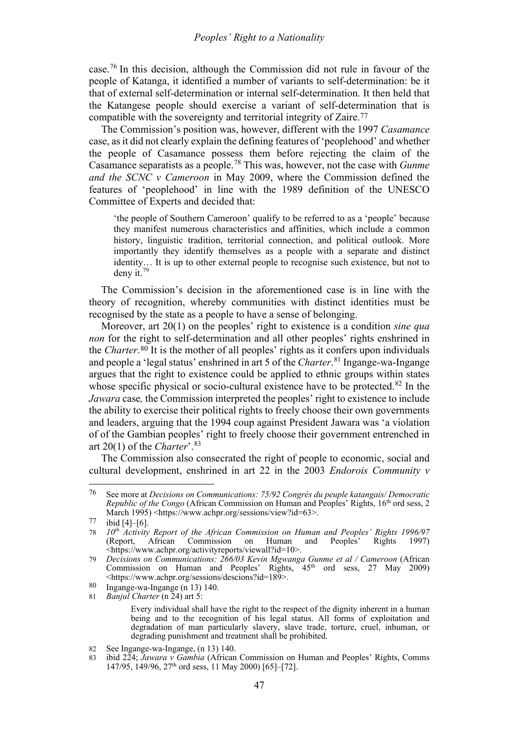case.[76] In this decision, although the Commission did not rule in favour of the people of Katanga, it identified a number of variants to self-determination: be it that of external self-determination or internal self-determination. It then held that the Katangese people should exercise a variant of self-determination that is compatible with the sovereignty and territorial integrity of Zaire.[77]

The Commission's position was, however, different with the 1997 *Casamance* case, as it did not clearly explain the defining features of 'peoplehood' and whether the people of Casamance possess them before rejecting the claim of the Casamance separatists as a people.[78] This was, however, not the case with *Gunme and the SCNC v Cameroon* in May 2009, where the Commission defined the features of 'peoplehood' in line with the 1989 definition of the UNESCO Committee of Experts and decided that:

> 'the people of Southern Cameroon' qualify to be referred to as a 'people' because they manifest numerous characteristics and affinities, which include a common history, linguistic tradition, territorial connection, and political outlook. More importantly they identify themselves as a people with a separate and distinct identity… It is up to other external people to recognise such existence, but not to deny it.[79]

The Commission's decision in the aforementioned case is in line with the theory of recognition, whereby communities with distinct identities must be recognised by the state as a people to have a sense of belonging.

Moreover, art 20(1) on the peoples' right to existence is a condition *sine qua non* for the right to self-determination and all other peoples' rights enshrined in the *Charter*.[80] It is the mother of all peoples' rights as it confers upon individuals and people a 'legal status' enshrined in art 5 of the *Charter*.[81] Ingange-wa-Ingange argues that the right to existence could be applied to ethnic groups within states whose specific physical or socio-cultural existence have to be protected.[82] In the *Jawara* case*,* the Commission interpreted the peoples' right to existence to include the ability to exercise their political rights to freely choose their own governments and leaders, arguing that the 1994 coup against President Jawara was 'a violation of of the Gambian peoples' right to freely choose their government entrenched in art 20(1) of the *Charter*'.[83]

The Commission also consecrated the right of people to economic, social and cultural development, enshrined in art 22 in the 2003 *Endorois Community v*

---

76 See more at *Decisions on Communications: 75/92 Congrès du peuple katangais/ Democratic Republic of the Congo* (African Commission on Human and Peoples' Rights, 16th ord sess, 2 March 1995) <https://www.achpr.org/sessions/view?id=63>.

77 ibid [4]–[6].

78 *10th Activity Report of the African Commission on Human and Peoples' Rights 1996/97* (Report, African Commission on Human and Peoples' Rights 1997) <https://www.achpr.org/activityreports/viewall?id=10>.

79 *Decisions on Communications: 266/03 Kevin Mgwanga Gunme et al / Cameroon* (African Commission on Human and Peoples' Rights, 45th ord sess, 27 May 2009) <https://www.achpr.org/sessions/descions?id=189>.

80 Ingange-wa-Ingange (n 13) 140.

81 *Banjul Charter* (n 24) art 5:

> Every individual shall have the right to the respect of the dignity inherent in a human being and to the recognition of his legal status. All forms of exploitation and degradation of man particularly slavery, slave trade, torture, cruel, inhuman, or degrading punishment and treatment shall be prohibited.

82 See Ingange-wa-Ingange, (n 13) 140.

83 ibid 224; *Jawara v Gambia* (African Commission on Human and Peoples' Rights, Comms 147/95, 149/96, 27th ord sess, 11 May 2000) [65]–[72].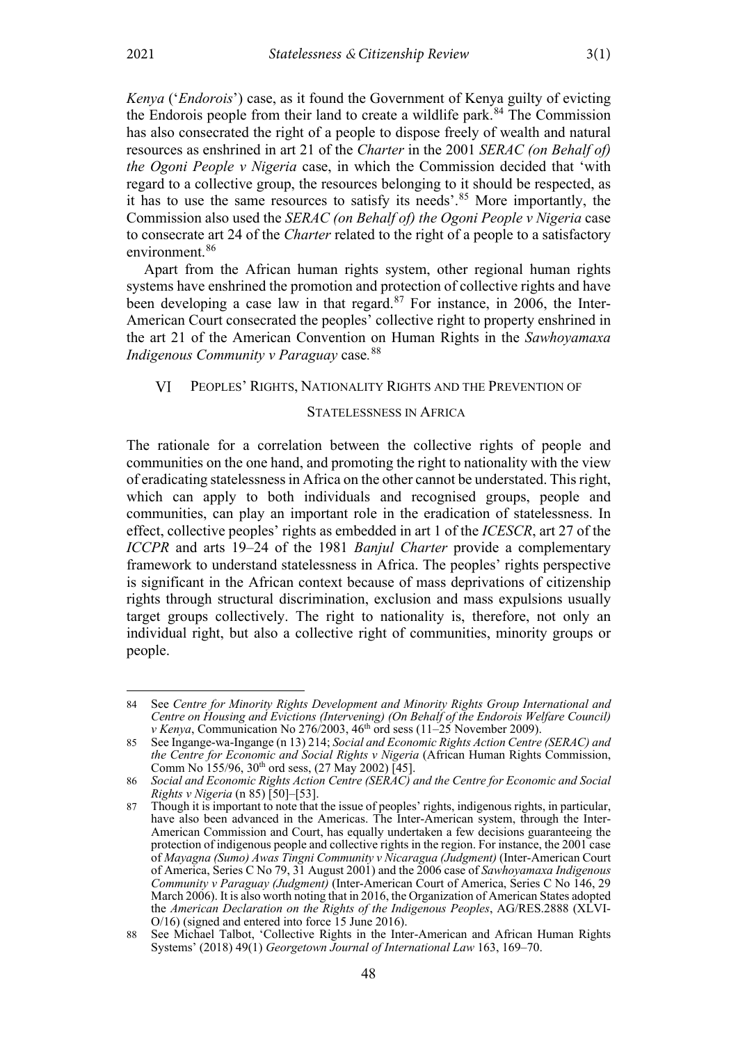*Kenya* ('*Endorois*') case, as it found the Government of Kenya guilty of evicting the Endorois people from their land to create a wildlife park.[84] The Commission has also consecrated the right of a people to dispose freely of wealth and natural resources as enshrined in art 21 of the *Charter* in the 2001 *SERAC (on Behalf of) the Ogoni People v Nigeria* case, in which the Commission decided that 'with regard to a collective group, the resources belonging to it should be respected, as it has to use the same resources to satisfy its needs'.[85] More importantly, the Commission also used the *SERAC (on Behalf of) the Ogoni People v Nigeria* case to consecrate art 24 of the *Charter* related to the right of a people to a satisfactory environment.[86]

Apart from the African human rights system, other regional human rights systems have enshrined the promotion and protection of collective rights and have been developing a case law in that regard.[87] For instance, in 2006, the Inter-American Court consecrated the peoples' collective right to property enshrined in the art 21 of the American Convention on Human Rights in the *Sawhoyamaxa Indigenous Community v Paraguay* case.[88]

## VI Peoples' Rights, Nationality Rights and the Prevention of Statelessness in Africa

The rationale for a correlation between the collective rights of people and communities on the one hand, and promoting the right to nationality with the view of eradicating statelessness in Africa on the other cannot be understated. This right, which can apply to both individuals and recognised groups, people and communities, can play an important role in the eradication of statelessness. In effect, collective peoples' rights as embedded in art 1 of the *ICESCR*, art 27 of the *ICCPR* and arts 19–24 of the 1981 *Banjul Charter* provide a complementary framework to understand statelessness in Africa. The peoples' rights perspective is significant in the African context because of mass deprivations of citizenship rights through structural discrimination, exclusion and mass expulsions usually target groups collectively. The right to nationality is, therefore, not only an individual right, but also a collective right of communities, minority groups or people.

---

84 See *Centre for Minority Rights Development and Minority Rights Group International and Centre on Housing and Evictions (Intervening) (On Behalf of the Endorois Welfare Council) v Kenya*, Communication No 276/2003, 46th ord sess (11–25 November 2009).

85 See Ingange-wa-Ingange (n 13) 214; *Social and Economic Rights Action Centre (SERAC) and the Centre for Economic and Social Rights v Nigeria* (African Human Rights Commission, Comm No 155/96, 30th ord sess, (27 May 2002) [45].

86 *Social and Economic Rights Action Centre (SERAC) and the Centre for Economic and Social Rights v Nigeria* (n 85) [50]–[53].

87 Though it is important to note that the issue of peoples' rights, indigenous rights, in particular, have also been advanced in the Americas. The Inter-American system, through the Inter-American Commission and Court, has equally undertaken a few decisions guaranteeing the protection of indigenous people and collective rights in the region. For instance, the 2001 case of *Mayagna (Sumo) Awas Tingni Community v Nicaragua (Judgment)* (Inter-American Court of America, Series C No 79, 31 August 2001) and the 2006 case of *Sawhoyamaxa Indigenous Community v Paraguay (Judgment)* (Inter-American Court of America, Series C No 146, 29 March 2006). It is also worth noting that in 2016, the Organization of American States adopted the *American Declaration on the Rights of the Indigenous Peoples*, AG/RES.2888 (XLVI-O/16) (signed and entered into force 15 June 2016).

88 See Michael Talbot, 'Collective Rights in the Inter-American and African Human Rights Systems' (2018) 49(1) *Georgetown Journal of International Law* 163, 169–70.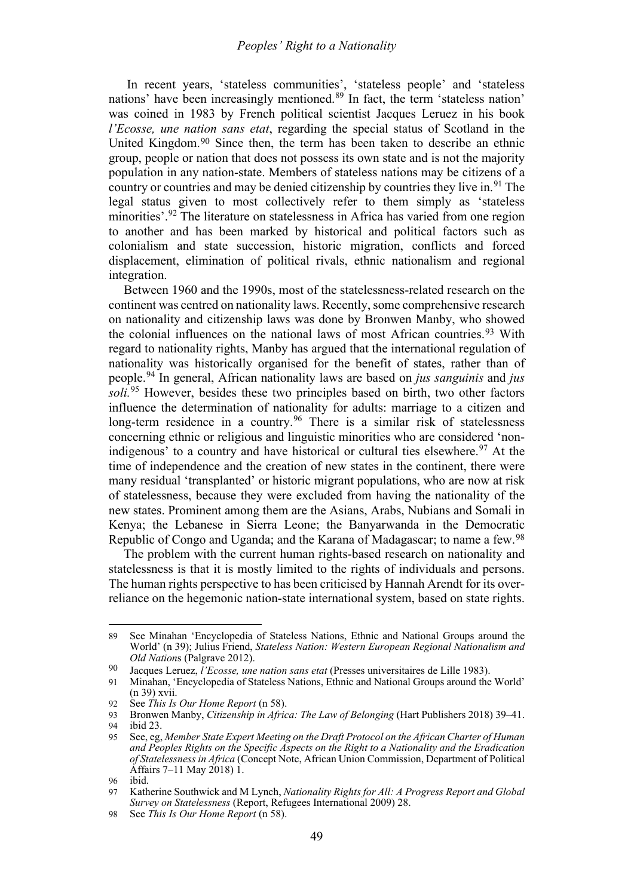In recent years, 'stateless communities', 'stateless people' and 'stateless nations' have been increasingly mentioned.[89] In fact, the term 'stateless nation' was coined in 1983 by French political scientist Jacques Leruez in his book *l'Ecosse, une nation sans etat*, regarding the special status of Scotland in the United Kingdom.[90] Since then, the term has been taken to describe an ethnic group, people or nation that does not possess its own state and is not the majority population in any nation-state. Members of stateless nations may be citizens of a country or countries and may be denied citizenship by countries they live in.[91] The legal status given to most collectively refer to them simply as 'stateless minorities'.[92] The literature on statelessness in Africa has varied from one region to another and has been marked by historical and political factors such as colonialism and state succession, historic migration, conflicts and forced displacement, elimination of political rivals, ethnic nationalism and regional integration.

Between 1960 and the 1990s, most of the statelessness-related research on the continent was centred on nationality laws. Recently, some comprehensive research on nationality and citizenship laws was done by Bronwen Manby, who showed the colonial influences on the national laws of most African countries.[93] With regard to nationality rights, Manby has argued that the international regulation of nationality was historically organised for the benefit of states, rather than of people.[94] In general, African nationality laws are based on *jus sanguinis* and *jus soli.*[95] However, besides these two principles based on birth, two other factors influence the determination of nationality for adults: marriage to a citizen and long-term residence in a country.[96] There is a similar risk of statelessness concerning ethnic or religious and linguistic minorities who are considered 'non-indigenous' to a country and have historical or cultural ties elsewhere.[97] At the time of independence and the creation of new states in the continent, there were many residual 'transplanted' or historic migrant populations, who are now at risk of statelessness, because they were excluded from having the nationality of the new states. Prominent among them are the Asians, Arabs, Nubians and Somali in Kenya; the Lebanese in Sierra Leone; the Banyarwanda in the Democratic Republic of Congo and Uganda; and the Karana of Madagascar; to name a few.[98]

The problem with the current human rights-based research on nationality and statelessness is that it is mostly limited to the rights of individuals and persons. The human rights perspective to has been criticised by Hannah Arendt for its over-reliance on the hegemonic nation-state international system, based on state rights.

---

89 See Minahan 'Encyclopedia of Stateless Nations, Ethnic and National Groups around the World' (n 39); Julius Friend, *Stateless Nation: Western European Regional Nationalism and Old Nation*s (Palgrave 2012).

90 Jacques Leruez, *l'Ecosse, une nation sans etat* (Presses universitaires de Lille 1983).

91 Minahan, 'Encyclopedia of Stateless Nations, Ethnic and National Groups around the World' (n 39) xvii.

92 See *This Is Our Home Report* (n 58).

93 Bronwen Manby, *Citizenship in Africa: The Law of Belonging* (Hart Publishers 2018) 39–41.

94 ibid 23.

95 See, eg, *Member State Expert Meeting on the Draft Protocol on the African Charter of Human and Peoples Rights on the Specific Aspects on the Right to a Nationality and the Eradication of Statelessness in Africa* (Concept Note, African Union Commission, Department of Political Affairs 7–11 May 2018) 1.

96 ibid.

97 Katherine Southwick and M Lynch, *Nationality Rights for All: A Progress Report and Global Survey on Statelessness* (Report, Refugees International 2009) 28.

98 See *This Is Our Home Report* (n 58).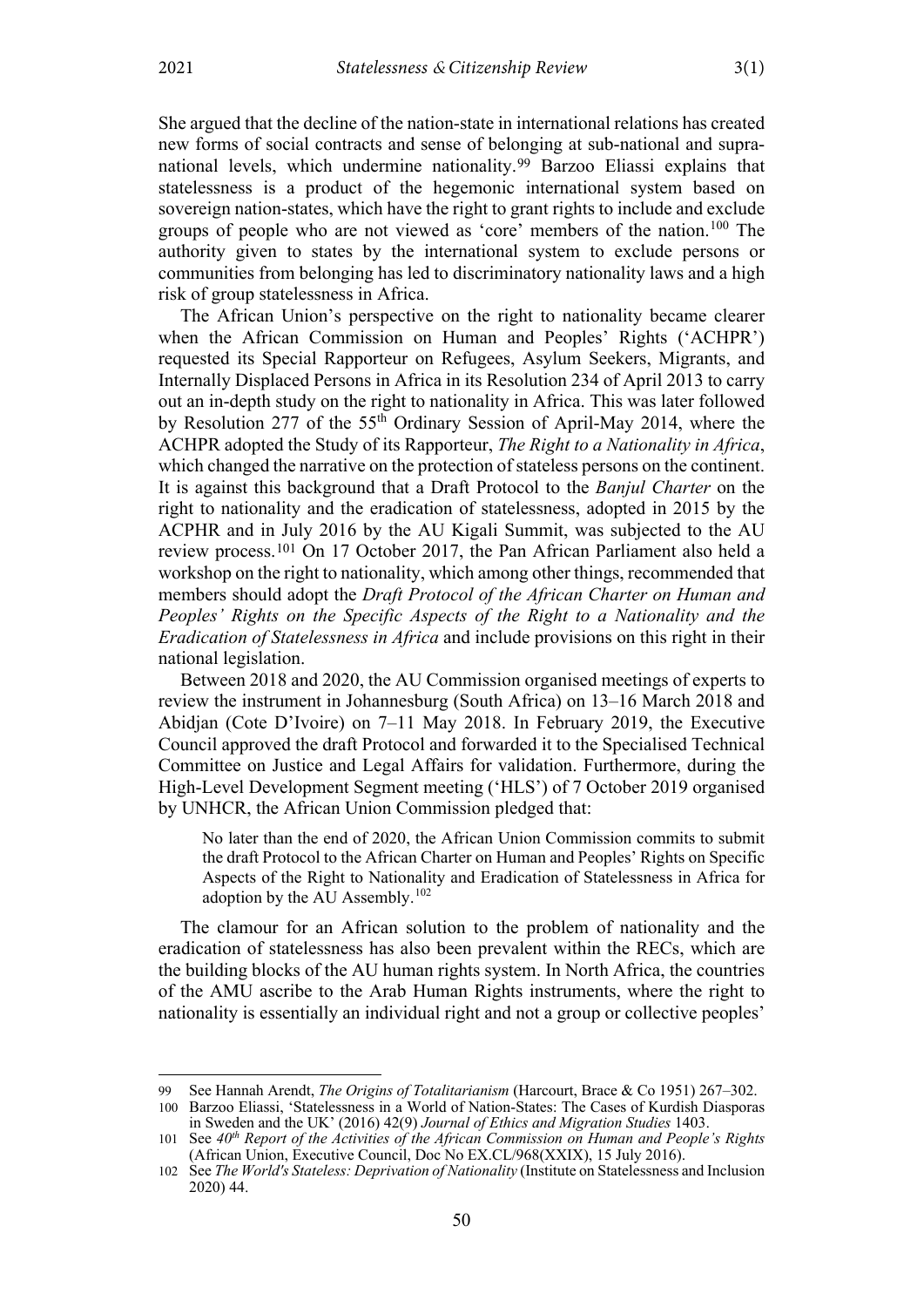She argued that the decline of the nation-state in international relations has created new forms of social contracts and sense of belonging at sub-national and supra-national levels, which undermine nationality.[99] Barzoo Eliassi explains that statelessness is a product of the hegemonic international system based on sovereign nation-states, which have the right to grant rights to include and exclude groups of people who are not viewed as 'core' members of the nation.[100] The authority given to states by the international system to exclude persons or communities from belonging has led to discriminatory nationality laws and a high risk of group statelessness in Africa.

The African Union's perspective on the right to nationality became clearer when the African Commission on Human and Peoples' Rights ('ACHPR') requested its Special Rapporteur on Refugees, Asylum Seekers, Migrants, and Internally Displaced Persons in Africa in its Resolution 234 of April 2013 to carry out an in-depth study on the right to nationality in Africa. This was later followed by Resolution 277 of the 55th Ordinary Session of April-May 2014, where the ACHPR adopted the Study of its Rapporteur, *The Right to a Nationality in Africa*, which changed the narrative on the protection of stateless persons on the continent. It is against this background that a Draft Protocol to the *Banjul Charter* on the right to nationality and the eradication of statelessness, adopted in 2015 by the ACPHR and in July 2016 by the AU Kigali Summit, was subjected to the AU review process.[101] On 17 October 2017, the Pan African Parliament also held a workshop on the right to nationality, which among other things, recommended that members should adopt the *Draft Protocol of the African Charter on Human and Peoples' Rights on the Specific Aspects of the Right to a Nationality and the Eradication of Statelessness in Africa* and include provisions on this right in their national legislation.

Between 2018 and 2020, the AU Commission organised meetings of experts to review the instrument in Johannesburg (South Africa) on 13–16 March 2018 and Abidjan (Cote D'Ivoire) on 7–11 May 2018. In February 2019, the Executive Council approved the draft Protocol and forwarded it to the Specialised Technical Committee on Justice and Legal Affairs for validation. Furthermore, during the High-Level Development Segment meeting ('HLS') of 7 October 2019 organised by UNHCR, the African Union Commission pledged that:

> No later than the end of 2020, the African Union Commission commits to submit the draft Protocol to the African Charter on Human and Peoples' Rights on Specific Aspects of the Right to Nationality and Eradication of Statelessness in Africa for adoption by the AU Assembly.[102]

The clamour for an African solution to the problem of nationality and the eradication of statelessness has also been prevalent within the RECs, which are the building blocks of the AU human rights system. In North Africa, the countries of the AMU ascribe to the Arab Human Rights instruments, where the right to nationality is essentially an individual right and not a group or collective peoples'

---

99 See Hannah Arendt, *The Origins of Totalitarianism* (Harcourt, Brace & Co 1951) 267–302.

100 Barzoo Eliassi, 'Statelessness in a World of Nation-States: The Cases of Kurdish Diasporas in Sweden and the UK' (2016) 42(9) *Journal of Ethics and Migration Studies* 1403.

101 See *40th Report of the Activities of the African Commission on Human and People's Rights* (African Union, Executive Council, Doc No EX.CL/968(XXIX), 15 July 2016).

102 See *The World's Stateless: Deprivation of Nationality* (Institute on Statelessness and Inclusion 2020) 44.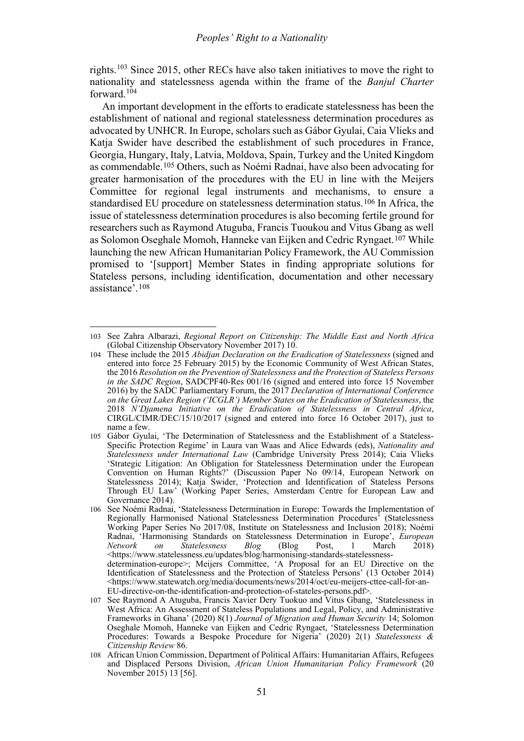rights.[103] Since 2015, other RECs have also taken initiatives to move the right to nationality and statelessness agenda within the frame of the *Banjul Charter* forward.[104]

An important development in the efforts to eradicate statelessness has been the establishment of national and regional statelessness determination procedures as advocated by UNHCR. In Europe, scholars such as Gábor Gyulai, Caia Vlieks and Katja Swider have described the establishment of such procedures in France, Georgia, Hungary, Italy, Latvia, Moldova, Spain, Turkey and the United Kingdom as commendable.[105] Others, such as Noémi Radnai, have also been advocating for greater harmonisation of the procedures with the EU in line with the Meijers Committee for regional legal instruments and mechanisms, to ensure a standardised EU procedure on statelessness determination status.[106] In Africa, the issue of statelessness determination procedures is also becoming fertile ground for researchers such as Raymond Atuguba, Francis Tuoukou and Vitus Gbang as well as Solomon Oseghale Momoh, Hanneke van Eijken and Cedric Ryngaet.[107] While launching the new African Humanitarian Policy Framework, the AU Commission promised to '[support] Member States in finding appropriate solutions for Stateless persons, including identification, documentation and other necessary assistance'.[108]

---

103 See Zahra Albarazi, *Regional Report on Citizenship: The Middle East and North Africa* (Global Citizenship Observatory November 2017) 10.

104 These include the 2015 *Abidjan Declaration on the Eradication of Statelessness* (signed and entered into force 25 February 2015) by the Economic Community of West African States, the 2016 *Resolution on the Prevention of Statelessness and the Protection of Stateless Persons in the SADC Region*, SADCPF40-Res 001/16 (signed and entered into force 15 November 2016) by the SADC Parliamentary Forum, the 2017 *Declaration of International Conference on the Great Lakes Region ('ICGLR') Member States on the Eradication of Statelessness*, the 2018 *N'Djamena Initiative on the Eradication of Statelessness in Central Africa*, CIRGL/CIMR/DEC/15/10/2017 (signed and entered into force 16 October 2017), just to name a few.

105 Gábor Gyulai, 'The Determination of Statelessness and the Establishment of a Stateless-Specific Protection Regime' in Laura van Waas and Alice Edwards (eds), *Nationality and Statelessness under International Law* (Cambridge University Press 2014); Caia Vlieks 'Strategic Litigation: An Obligation for Statelessness Determination under the European Convention on Human Rights?' (Discussion Paper No 09/14, European Network on Statelessness 2014); Katja Swider, 'Protection and Identification of Stateless Persons Through EU Law' (Working Paper Series, Amsterdam Centre for European Law and Governance 2014).

106 See Noémi Radnai, 'Statelessness Determination in Europe: Towards the Implementation of Regionally Harmonised National Statelessness Determination Procedures' (Statelessness Working Paper Series No 2017/08, Institute on Statelessness and Inclusion 2018); Noémi Radnai, 'Harmonising Standards on Statelessness Determination in Europe', *European Network on Statelessness Blog* (Blog Post, 1 March 2018) <https://www.statelessness.eu/updates/blog/harmonising-standards-statelessness-determination-europe>; Meijers Committee, 'A Proposal for an EU Directive on the Identification of Statelessness and the Protection of Stateless Persons' (13 October 2014) <https://www.statewatch.org/media/documents/news/2014/oct/eu-meijers-cttee-call-for-an-EU-directive-on-the-identification-and-protection-of-stateles-persons.pdf>.

107 See Raymond A Atuguba, Francis Xavier Dery Tuokuo and Vitus Gbang, 'Statelessness in West Africa: An Assessment of Stateless Populations and Legal, Policy, and Administrative Frameworks in Ghana' (2020) 8(1) *Journal of Migration and Human Security* 14; Solomon Oseghale Momoh, Hanneke van Eijken and Cedric Ryngaet, 'Statelessness Determination Procedures: Towards a Bespoke Procedure for Nigeria' (2020) 2(1) *Statelessness & Citizenship Review* 86.

108 African Union Commission, Department of Political Affairs: Humanitarian Affairs, Refugees and Displaced Persons Division, *African Union Humanitarian Policy Framework* (20 November 2015) 13 [56].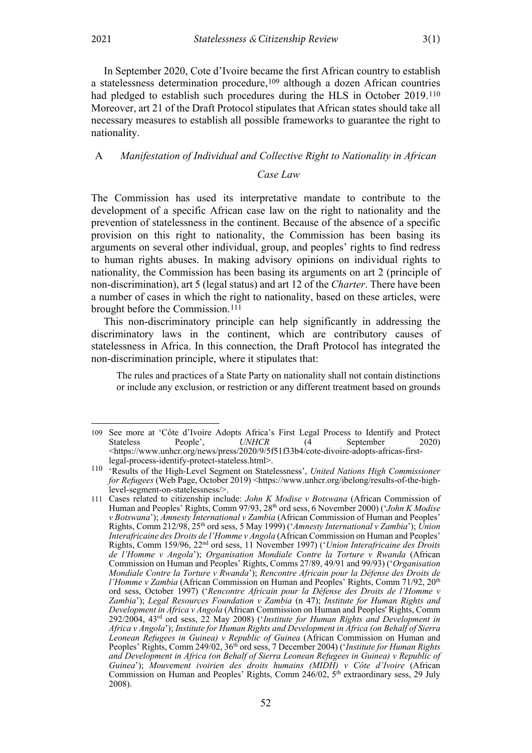In September 2020, Cote d'Ivoire became the first African country to establish a statelessness determination procedure,[109] although a dozen African countries had pledged to establish such procedures during the HLS in October 2019.[110] Moreover, art 21 of the Draft Protocol stipulates that African states should take all necessary measures to establish all possible frameworks to guarantee the right to nationality.

### A *Manifestation of Individual and Collective Right to Nationality in African Case Law*

The Commission has used its interpretative mandate to contribute to the development of a specific African case law on the right to nationality and the prevention of statelessness in the continent. Because of the absence of a specific provision on this right to nationality, the Commission has been basing its arguments on several other individual, group, and peoples' rights to find redress to human rights abuses. In making advisory opinions on individual rights to nationality, the Commission has been basing its arguments on art 2 (principle of non-discrimination), art 5 (legal status) and art 12 of the *Charter*. There have been a number of cases in which the right to nationality, based on these articles, were brought before the Commission.[111]

This non-discriminatory principle can help significantly in addressing the discriminatory laws in the continent, which are contributory causes of statelessness in Africa. In this connection, the Draft Protocol has integrated the non-discrimination principle, where it stipulates that:

> The rules and practices of a State Party on nationality shall not contain distinctions or include any exclusion, or restriction or any different treatment based on grounds

---

109 See more at 'Côte d'Ivoire Adopts Africa's First Legal Process to Identify and Protect Stateless People', *UNHCR* (4 September 2020) <https://www.unhcr.org/news/press/2020/9/5f51f33b4/cote-divoire-adopts-africas-first-legal-process-identify-protect-stateless.html>.

110 'Results of the High-Level Segment on Statelessness', *United Nations High Commissioner for Refugees* (Web Page, October 2019) <https://www.unhcr.org/ibelong/results-of-the-high-level-segment-on-statelessness/>.

111 Cases related to citizenship include: *John K Modise v Botswana* (African Commission of Human and Peoples' Rights, Comm 97/93, 28th ord sess, 6 November 2000) ('*John K Modise v Botswana*'); *Amnesty International v Zambia* (African Commission of Human and Peoples' Rights, Comm 212/98, 25th ord sess, 5 May 1999) ('*Amnesty International v Zambia*'); *Union Interafricaine des Droits de l'Homme v Angola* (African Commission on Human and Peoples' Rights, Comm 159/96, 22nd ord sess, 11 November 1997) ('*Union Interafricaine des Droits de l'Homme v Angola*'); *Organisation Mondiale Contre la Torture v Rwanda* (African Commission on Human and Peoples' Rights, Comms 27/89, 49/91 and 99/93) ('*Organisation Mondiale Contre la Torture v Rwanda*'); *Rencontre Africain pour la Défense des Droits de l'Homme v Zambia* (African Commission on Human and Peoples' Rights, Comm 71/92, 20th ord sess, October 1997) ('*Rencontre Africain pour la Défense des Droits de l'Homme v Zambia*'); *Legal Resources Foundation v Zambia* (n 47); *Institute for Human Rights and Development in Africa v Angola* (African Commission on Human and Peoples' Rights, Comm 292/2004, 43rd ord sess, 22 May 2008) ('*Institute for Human Rights and Development in Africa v Angola*'); *Institute for Human Rights and Development in Africa (on Behalf of Sierra Leonean Refugees in Guinea) v Republic of Guinea* (African Commission on Human and Peoples' Rights, Comm 249/02, 36th ord sess, 7 December 2004) ('*Institute for Human Rights and Development in Africa (on Behalf of Sierra Leonean Refugees in Guinea) v Republic of Guinea*'); *Mouvement ivoirien des droits humains (MIDH) v Côte d'Ivoire* (African Commission on Human and Peoples' Rights, Comm 246/02, 5th extraordinary sess, 29 July 2008).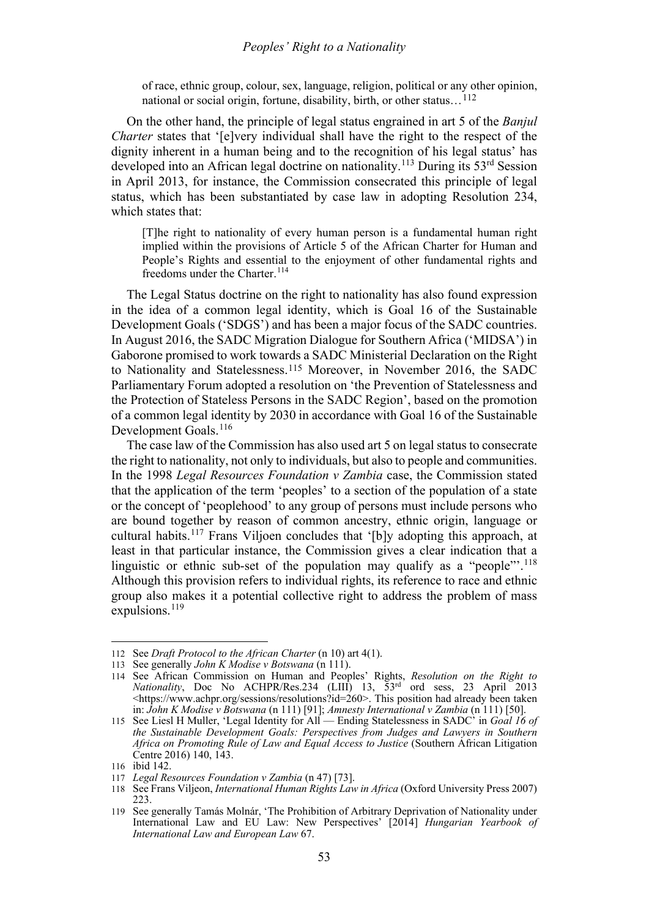of race, ethnic group, colour, sex, language, religion, political or any other opinion, national or social origin, fortune, disability, birth, or other status…[112]

On the other hand, the principle of legal status engrained in art 5 of the *Banjul Charter* states that '[e]very individual shall have the right to the respect of the dignity inherent in a human being and to the recognition of his legal status' has developed into an African legal doctrine on nationality.[113] During its 53rd Session in April 2013, for instance, the Commission consecrated this principle of legal status, which has been substantiated by case law in adopting Resolution 234, which states that:

> [T]he right to nationality of every human person is a fundamental human right implied within the provisions of Article 5 of the African Charter for Human and People's Rights and essential to the enjoyment of other fundamental rights and freedoms under the Charter.[114]

The Legal Status doctrine on the right to nationality has also found expression in the idea of a common legal identity, which is Goal 16 of the Sustainable Development Goals ('SDGS') and has been a major focus of the SADC countries. In August 2016, the SADC Migration Dialogue for Southern Africa ('MIDSA') in Gaborone promised to work towards a SADC Ministerial Declaration on the Right to Nationality and Statelessness.[115] Moreover, in November 2016, the SADC Parliamentary Forum adopted a resolution on 'the Prevention of Statelessness and the Protection of Stateless Persons in the SADC Region', based on the promotion of a common legal identity by 2030 in accordance with Goal 16 of the Sustainable Development Goals.[116]

The case law of the Commission has also used art 5 on legal status to consecrate the right to nationality, not only to individuals, but also to people and communities. In the 1998 *Legal Resources Foundation v Zambia* case, the Commission stated that the application of the term 'peoples' to a section of the population of a state or the concept of 'peoplehood' to any group of persons must include persons who are bound together by reason of common ancestry, ethnic origin, language or cultural habits.[117] Frans Viljoen concludes that '[b]y adopting this approach, at least in that particular instance, the Commission gives a clear indication that a linguistic or ethnic sub-set of the population may qualify as a "people"'.[118] Although this provision refers to individual rights, its reference to race and ethnic group also makes it a potential collective right to address the problem of mass expulsions.[119]

---

112 See *Draft Protocol to the African Charter* (n 10) art 4(1).

113 See generally *John K Modise v Botswana* (n 111).

114 See African Commission on Human and Peoples' Rights, *Resolution on the Right to Nationality*, Doc No ACHPR/Res.234 (LIII) 13, 53rd ord sess, 23 April 2013 <https://www.achpr.org/sessions/resolutions?id=260>. This position had already been taken in: *John K Modise v Botswana* (n 111) [91]; *Amnesty International v Zambia* (n 111) [50].

115 See Liesl H Muller, 'Legal Identity for All — Ending Statelessness in SADC' in *Goal 16 of the Sustainable Development Goals: Perspectives from Judges and Lawyers in Southern Africa on Promoting Rule of Law and Equal Access to Justice* (Southern African Litigation Centre 2016) 140, 143.

116 ibid 142.

117 *Legal Resources Foundation v Zambia* (n 47) [73].

118 See Frans Viljeon, *International Human Rights Law in Africa* (Oxford University Press 2007) 223.

119 See generally Tamás Molnár, 'The Prohibition of Arbitrary Deprivation of Nationality under International Law and EU Law: New Perspectives' [2014] *Hungarian Yearbook of International Law and European Law* 67.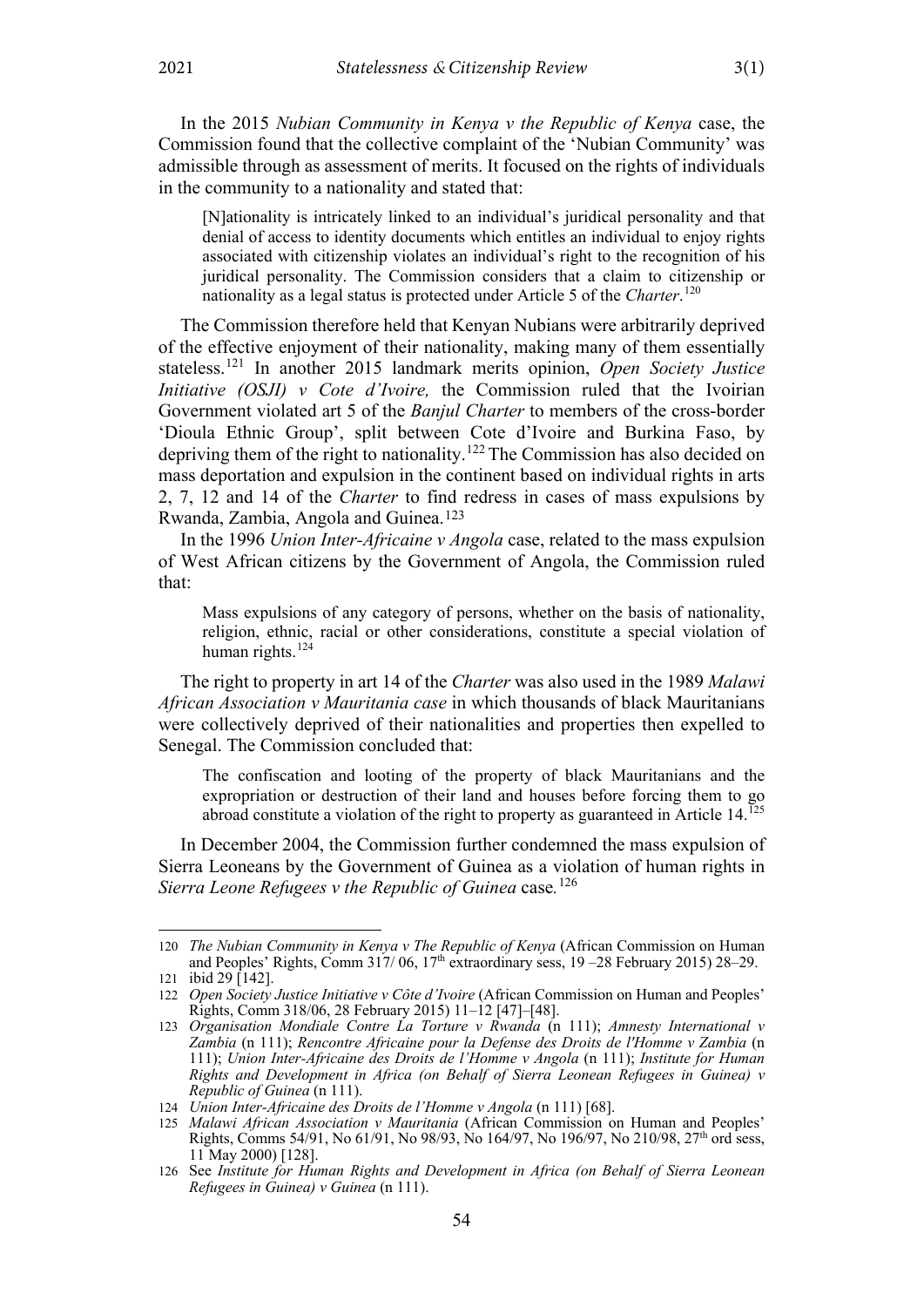In the 2015 *Nubian Community in Kenya v the Republic of Kenya* case, the Commission found that the collective complaint of the 'Nubian Community' was admissible through as assessment of merits. It focused on the rights of individuals in the community to a nationality and stated that:

> [N]ationality is intricately linked to an individual's juridical personality and that denial of access to identity documents which entitles an individual to enjoy rights associated with citizenship violates an individual's right to the recognition of his juridical personality. The Commission considers that a claim to citizenship or nationality as a legal status is protected under Article 5 of the *Charter*.[120]

The Commission therefore held that Kenyan Nubians were arbitrarily deprived of the effective enjoyment of their nationality, making many of them essentially stateless.[121] In another 2015 landmark merits opinion, *Open Society Justice Initiative (OSJI) v Cote d'Ivoire,* the Commission ruled that the Ivoirian Government violated art 5 of the *Banjul Charter* to members of the cross-border 'Dioula Ethnic Group', split between Cote d'Ivoire and Burkina Faso, by depriving them of the right to nationality.[122] The Commission has also decided on mass deportation and expulsion in the continent based on individual rights in arts 2, 7, 12 and 14 of the *Charter* to find redress in cases of mass expulsions by Rwanda, Zambia, Angola and Guinea.[123]

In the 1996 *Union Inter-Africaine v Angola* case, related to the mass expulsion of West African citizens by the Government of Angola, the Commission ruled that:

> Mass expulsions of any category of persons, whether on the basis of nationality, religion, ethnic, racial or other considerations, constitute a special violation of human rights.[124]

The right to property in art 14 of the *Charter* was also used in the 1989 *Malawi African Association v Mauritania case* in which thousands of black Mauritanians were collectively deprived of their nationalities and properties then expelled to Senegal. The Commission concluded that:

> The confiscation and looting of the property of black Mauritanians and the expropriation or destruction of their land and houses before forcing them to go abroad constitute a violation of the right to property as guaranteed in Article 14.[125]

In December 2004, the Commission further condemned the mass expulsion of Sierra Leoneans by the Government of Guinea as a violation of human rights in *Sierra Leone Refugees v the Republic of Guinea* case*.*[126]

---

120 *The Nubian Community in Kenya v The Republic of Kenya* (African Commission on Human and Peoples' Rights, Comm 317/ 06, 17th extraordinary sess, 19 –28 February 2015) 28–29.

121 ibid 29 [142].

122 *Open Society Justice Initiative v Côte d'Ivoire* (African Commission on Human and Peoples' Rights, Comm 318/06, 28 February 2015) 11–12 [47]–[48].

123 *Organisation Mondiale Contre La Torture v Rwanda* (n 111); *Amnesty International v Zambia* (n 111); *Rencontre Africaine pour la Defense des Droits de l'Homme v Zambia* (n 111); *Union Inter-Africaine des Droits de l'Homme v Angola* (n 111); *Institute for Human Rights and Development in Africa (on Behalf of Sierra Leonean Refugees in Guinea) v Republic of Guinea* (n 111).

124 *Union Inter-Africaine des Droits de l'Homme v Angola* (n 111) [68].

125 *Malawi African Association v Mauritania* (African Commission on Human and Peoples' Rights, Comms 54/91, No 61/91, No 98/93, No 164/97, No 196/97, No 210/98, 27th ord sess, 11 May 2000) [128].

126 See *Institute for Human Rights and Development in Africa (on Behalf of Sierra Leonean Refugees in Guinea) v Guinea* (n 111).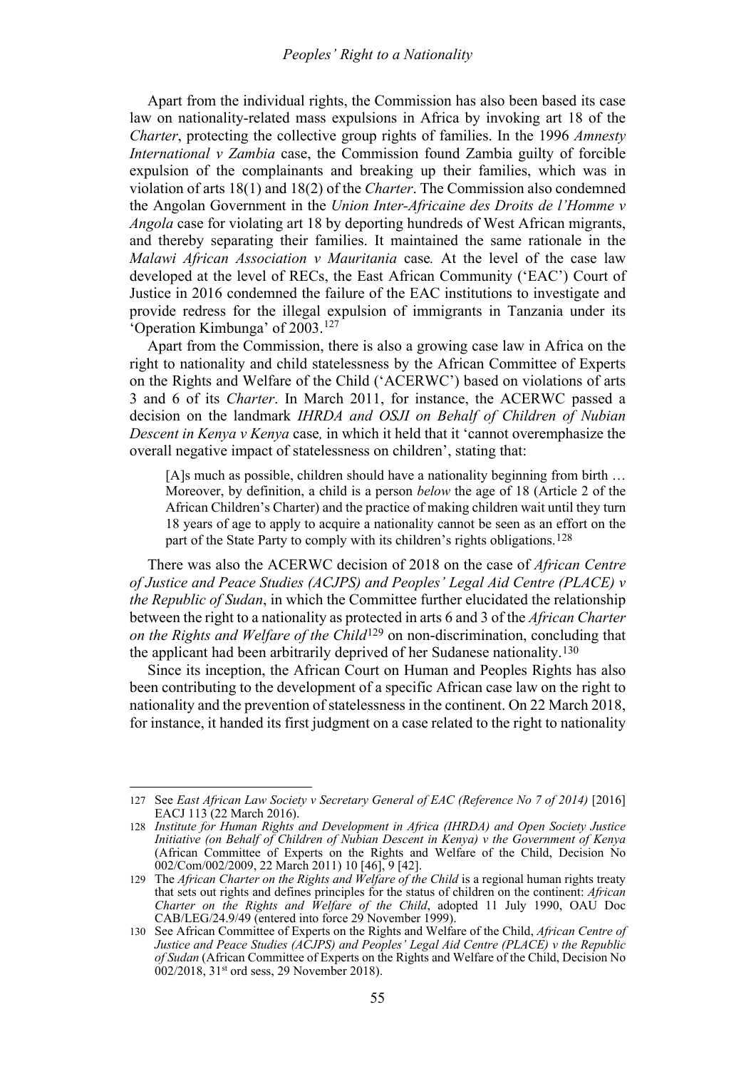Apart from the individual rights, the Commission has also been based its case law on nationality-related mass expulsions in Africa by invoking art 18 of the *Charter*, protecting the collective group rights of families. In the 1996 *Amnesty International v Zambia* case, the Commission found Zambia guilty of forcible expulsion of the complainants and breaking up their families, which was in violation of arts 18(1) and 18(2) of the *Charter*. The Commission also condemned the Angolan Government in the *Union Inter-Africaine des Droits de l'Homme v Angola* case for violating art 18 by deporting hundreds of West African migrants, and thereby separating their families. It maintained the same rationale in the *Malawi African Association v Mauritania* case*.* At the level of the case law developed at the level of RECs, the East African Community ('EAC') Court of Justice in 2016 condemned the failure of the EAC institutions to investigate and provide redress for the illegal expulsion of immigrants in Tanzania under its 'Operation Kimbunga' of 2003.[127]

Apart from the Commission, there is also a growing case law in Africa on the right to nationality and child statelessness by the African Committee of Experts on the Rights and Welfare of the Child ('ACERWC') based on violations of arts 3 and 6 of its *Charter*. In March 2011, for instance, the ACERWC passed a decision on the landmark *IHRDA and OSJI on Behalf of Children of Nubian Descent in Kenya v Kenya* case*,* in which it held that it 'cannot overemphasize the overall negative impact of statelessness on children', stating that:

> [A]s much as possible, children should have a nationality beginning from birth … Moreover, by definition, a child is a person *below* the age of 18 (Article 2 of the African Children's Charter) and the practice of making children wait until they turn 18 years of age to apply to acquire a nationality cannot be seen as an effort on the part of the State Party to comply with its children's rights obligations.[128]

There was also the ACERWC decision of 2018 on the case of *African Centre of Justice and Peace Studies (ACJPS) and Peoples' Legal Aid Centre (PLACE) v the Republic of Sudan*, in which the Committee further elucidated the relationship between the right to a nationality as protected in arts 6 and 3 of the *African Charter on the Rights and Welfare of the Child*[129] on non-discrimination, concluding that the applicant had been arbitrarily deprived of her Sudanese nationality.[130]

Since its inception, the African Court on Human and Peoples Rights has also been contributing to the development of a specific African case law on the right to nationality and the prevention of statelessness in the continent. On 22 March 2018, for instance, it handed its first judgment on a case related to the right to nationality

---

127 See *East African Law Society v Secretary General of EAC (Reference No 7 of 2014)* [2016] EACJ 113 (22 March 2016).

128 *Institute for Human Rights and Development in Africa (IHRDA) and Open Society Justice Initiative (on Behalf of Children of Nubian Descent in Kenya) v the Government of Kenya* (African Committee of Experts on the Rights and Welfare of the Child, Decision No 002/Com/002/2009, 22 March 2011) 10 [46], 9 [42].

129 The *African Charter on the Rights and Welfare of the Child* is a regional human rights treaty that sets out rights and defines principles for the status of children on the continent: *African Charter on the Rights and Welfare of the Child*, adopted 11 July 1990, OAU Doc CAB/LEG/24.9/49 (entered into force 29 November 1999).

130 See African Committee of Experts on the Rights and Welfare of the Child, *African Centre of Justice and Peace Studies (ACJPS) and Peoples' Legal Aid Centre (PLACE) v the Republic of Sudan* (African Committee of Experts on the Rights and Welfare of the Child, Decision No 002/2018, 31st ord sess, 29 November 2018).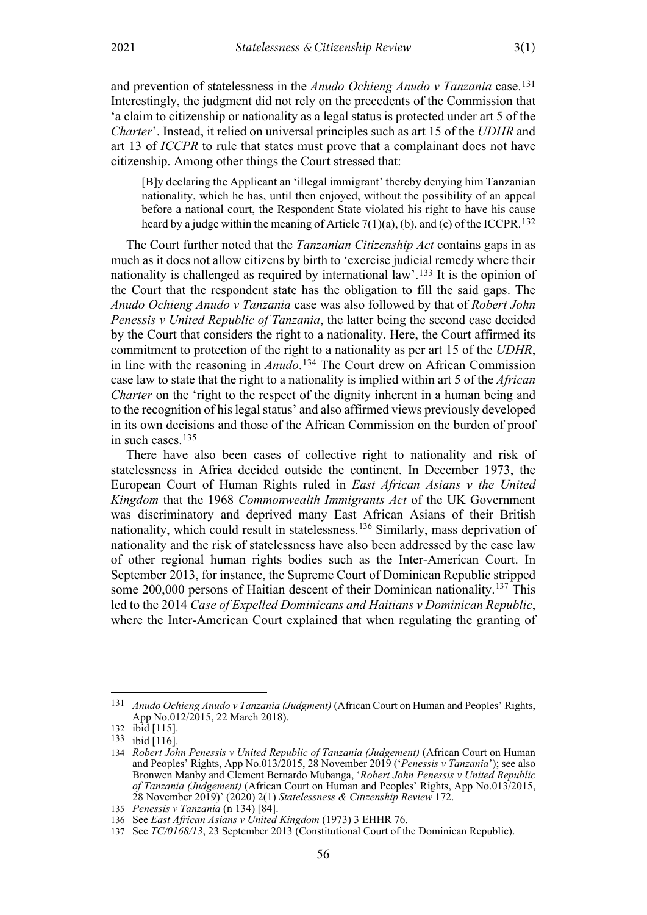and prevention of statelessness in the *Anudo Ochieng Anudo v Tanzania* case.[131] Interestingly, the judgment did not rely on the precedents of the Commission that 'a claim to citizenship or nationality as a legal status is protected under art 5 of the *Charter*'. Instead, it relied on universal principles such as art 15 of the *UDHR* and art 13 of *ICCPR* to rule that states must prove that a complainant does not have citizenship. Among other things the Court stressed that:

> [B]y declaring the Applicant an 'illegal immigrant' thereby denying him Tanzanian nationality, which he has, until then enjoyed, without the possibility of an appeal before a national court, the Respondent State violated his right to have his cause heard by a judge within the meaning of Article 7(1)(a), (b), and (c) of the ICCPR.[132]

The Court further noted that the *Tanzanian Citizenship Act* contains gaps in as much as it does not allow citizens by birth to 'exercise judicial remedy where their nationality is challenged as required by international law'.[133] It is the opinion of the Court that the respondent state has the obligation to fill the said gaps. The *Anudo Ochieng Anudo v Tanzania* case was also followed by that of *Robert John Penessis v United Republic of Tanzania*, the latter being the second case decided by the Court that considers the right to a nationality. Here, the Court affirmed its commitment to protection of the right to a nationality as per art 15 of the *UDHR*, in line with the reasoning in *Anudo*.[134] The Court drew on African Commission case law to state that the right to a nationality is implied within art 5 of the *African Charter* on the 'right to the respect of the dignity inherent in a human being and to the recognition of his legal status' and also affirmed views previously developed in its own decisions and those of the African Commission on the burden of proof in such cases.[135]

There have also been cases of collective right to nationality and risk of statelessness in Africa decided outside the continent. In December 1973, the European Court of Human Rights ruled in *East African Asians v the United Kingdom* that the 1968 *Commonwealth Immigrants Act* of the UK Government was discriminatory and deprived many East African Asians of their British nationality, which could result in statelessness.[136] Similarly, mass deprivation of nationality and the risk of statelessness have also been addressed by the case law of other regional human rights bodies such as the Inter-American Court. In September 2013, for instance, the Supreme Court of Dominican Republic stripped some 200,000 persons of Haitian descent of their Dominican nationality.[137] This led to the 2014 *Case of Expelled Dominicans and Haitians v Dominican Republic*, where the Inter-American Court explained that when regulating the granting of

---

131 *Anudo Ochieng Anudo v Tanzania (Judgment)* (African Court on Human and Peoples' Rights, App No.012/2015, 22 March 2018).

132 ibid [115].

133 ibid [116].

134 *Robert John Penessis v United Republic of Tanzania (Judgement)* (African Court on Human and Peoples' Rights, App No.013/2015, 28 November 2019 ('*Penessis v Tanzania*'); see also Bronwen Manby and Clement Bernardo Mubanga, '*Robert John Penessis v United Republic of Tanzania (Judgement)* (African Court on Human and Peoples' Rights, App No.013/2015, 28 November 2019)' (2020) 2(1) *Statelessness & Citizenship Review* 172.

135 *Penessis v Tanzania* (n 134) [84].

136 See *East African Asians v United Kingdom* (1973) 3 EHHR 76.

137 See *TC/0168/13*, 23 September 2013 (Constitutional Court of the Dominican Republic).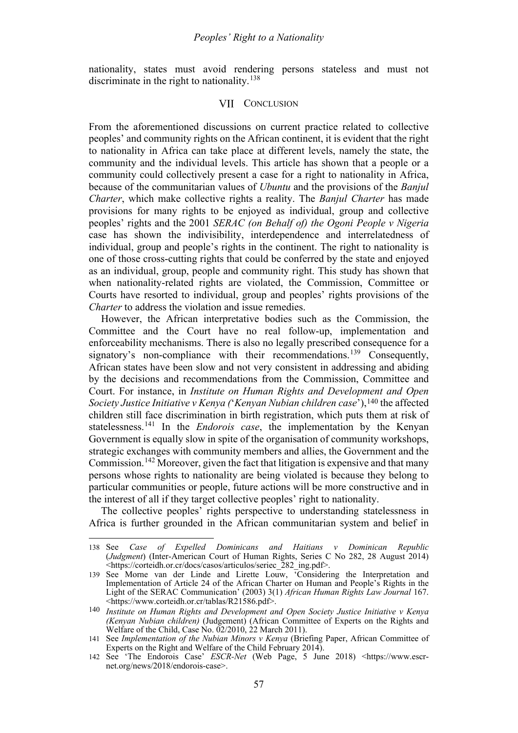nationality, states must avoid rendering persons stateless and must not discriminate in the right to nationality.[138]

## VII Conclusion

From the aforementioned discussions on current practice related to collective peoples' and community rights on the African continent, it is evident that the right to nationality in Africa can take place at different levels, namely the state, the community and the individual levels. This article has shown that a people or a community could collectively present a case for a right to nationality in Africa, because of the communitarian values of *Ubuntu* and the provisions of the *Banjul Charter*, which make collective rights a reality. The *Banjul Charter* has made provisions for many rights to be enjoyed as individual, group and collective peoples' rights and the 2001 *SERAC (on Behalf of) the Ogoni People v Nigeria* case has shown the indivisibility, interdependence and interrelatedness of individual, group and people's rights in the continent. The right to nationality is one of those cross-cutting rights that could be conferred by the state and enjoyed as an individual, group, people and community right. This study has shown that when nationality-related rights are violated, the Commission, Committee or Courts have resorted to individual, group and peoples' rights provisions of the *Charter* to address the violation and issue remedies.

However, the African interpretative bodies such as the Commission, the Committee and the Court have no real follow-up, implementation and enforceability mechanisms. There is also no legally prescribed consequence for a signatory's non-compliance with their recommendations.[139] Consequently, African states have been slow and not very consistent in addressing and abiding by the decisions and recommendations from the Commission, Committee and Court. For instance, in *Institute on Human Rights and Development and Open Society Justice Initiative v Kenya (*'*Kenyan Nubian children case*'),[140] the affected children still face discrimination in birth registration, which puts them at risk of statelessness.[141] In the *Endorois case*, the implementation by the Kenyan Government is equally slow in spite of the organisation of community workshops, strategic exchanges with community members and allies, the Government and the Commission.[142] Moreover, given the fact that litigation is expensive and that many persons whose rights to nationality are being violated is because they belong to particular communities or people, future actions will be more constructive and in the interest of all if they target collective peoples' right to nationality.

The collective peoples' rights perspective to understanding statelessness in Africa is further grounded in the African communitarian system and belief in

---

138 See *Case of Expelled Dominicans and Haitians v Dominican Republic* (*Judgment*) (Inter-American Court of Human Rights, Series C No 282, 28 August 2014) <https://corteidh.or.cr/docs/casos/articulos/seriec_282_ing.pdf>.

139 See Morne van der Linde and Lirette Louw, 'Considering the Interpretation and Implementation of Article 24 of the African Charter on Human and People's Rights in the Light of the SERAC Communication' (2003) 3(1) *African Human Rights Law Journal* 167. <https://www.corteidh.or.cr/tablas/R21586.pdf>.

140 *Institute on Human Rights and Development and Open Society Justice Initiative v Kenya (Kenyan Nubian children)* (Judgement) (African Committee of Experts on the Rights and Welfare of the Child, Case No. 02/2010, 22 March 2011).

141 See *Implementation of the Nubian Minors v Kenya* (Briefing Paper, African Committee of Experts on the Right and Welfare of the Child February 2014).

142 See 'The Endorois Case' *ESCR-Net* (Web Page, 5 June 2018) <https://www.escr-net.org/news/2018/endorois-case>.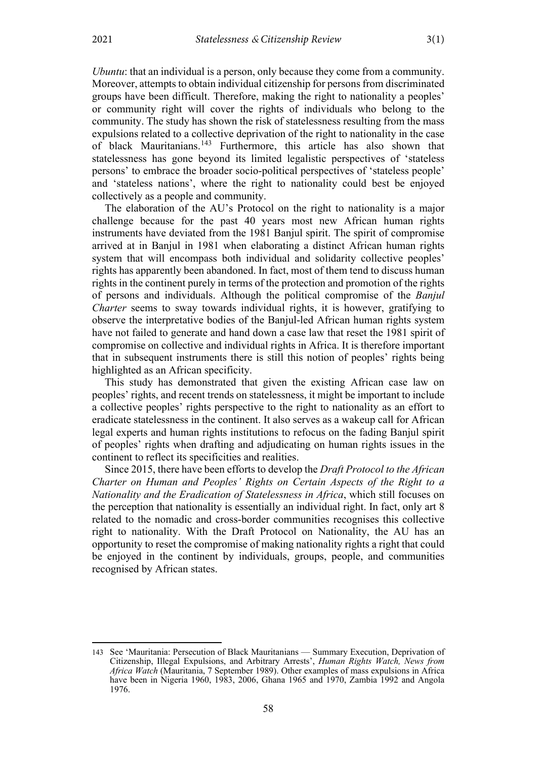*Ubuntu*: that an individual is a person, only because they come from a community. Moreover, attempts to obtain individual citizenship for persons from discriminated groups have been difficult. Therefore, making the right to nationality a peoples' or community right will cover the rights of individuals who belong to the community. The study has shown the risk of statelessness resulting from the mass expulsions related to a collective deprivation of the right to nationality in the case of black Mauritanians.[143] Furthermore, this article has also shown that statelessness has gone beyond its limited legalistic perspectives of 'stateless persons' to embrace the broader socio-political perspectives of 'stateless people' and 'stateless nations', where the right to nationality could best be enjoyed collectively as a people and community.

The elaboration of the AU's Protocol on the right to nationality is a major challenge because for the past 40 years most new African human rights instruments have deviated from the 1981 Banjul spirit. The spirit of compromise arrived at in Banjul in 1981 when elaborating a distinct African human rights system that will encompass both individual and solidarity collective peoples' rights has apparently been abandoned. In fact, most of them tend to discuss human rights in the continent purely in terms of the protection and promotion of the rights of persons and individuals. Although the political compromise of the *Banjul Charter* seems to sway towards individual rights, it is however, gratifying to observe the interpretative bodies of the Banjul-led African human rights system have not failed to generate and hand down a case law that reset the 1981 spirit of compromise on collective and individual rights in Africa. It is therefore important that in subsequent instruments there is still this notion of peoples' rights being highlighted as an African specificity.

This study has demonstrated that given the existing African case law on peoples' rights, and recent trends on statelessness, it might be important to include a collective peoples' rights perspective to the right to nationality as an effort to eradicate statelessness in the continent. It also serves as a wakeup call for African legal experts and human rights institutions to refocus on the fading Banjul spirit of peoples' rights when drafting and adjudicating on human rights issues in the continent to reflect its specificities and realities.

Since 2015, there have been efforts to develop the *Draft Protocol to the African Charter on Human and Peoples' Rights on Certain Aspects of the Right to a Nationality and the Eradication of Statelessness in Africa*, which still focuses on the perception that nationality is essentially an individual right. In fact, only art 8 related to the nomadic and cross-border communities recognises this collective right to nationality. With the Draft Protocol on Nationality, the AU has an opportunity to reset the compromise of making nationality rights a right that could be enjoyed in the continent by individuals, groups, people, and communities recognised by African states.

---

143 See 'Mauritania: Persecution of Black Mauritanians — Summary Execution, Deprivation of Citizenship, Illegal Expulsions, and Arbitrary Arrests', *Human Rights Watch, News from Africa Watch* (Mauritania, 7 September 1989). Other examples of mass expulsions in Africa have been in Nigeria 1960, 1983, 2006, Ghana 1965 and 1970, Zambia 1992 and Angola 1976.